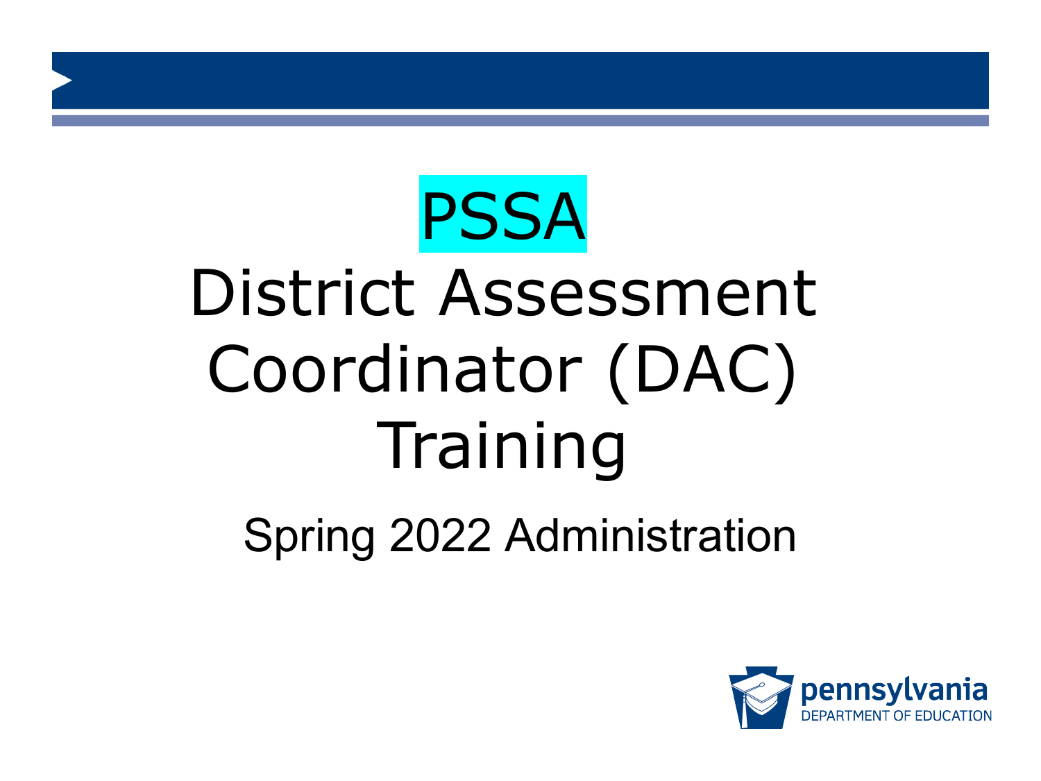# PSSA

# District Assessment Coordinator (DAC) Training

## Spring 2022 Administration

pennsylvania
DEPARTMENT OF EDUCATION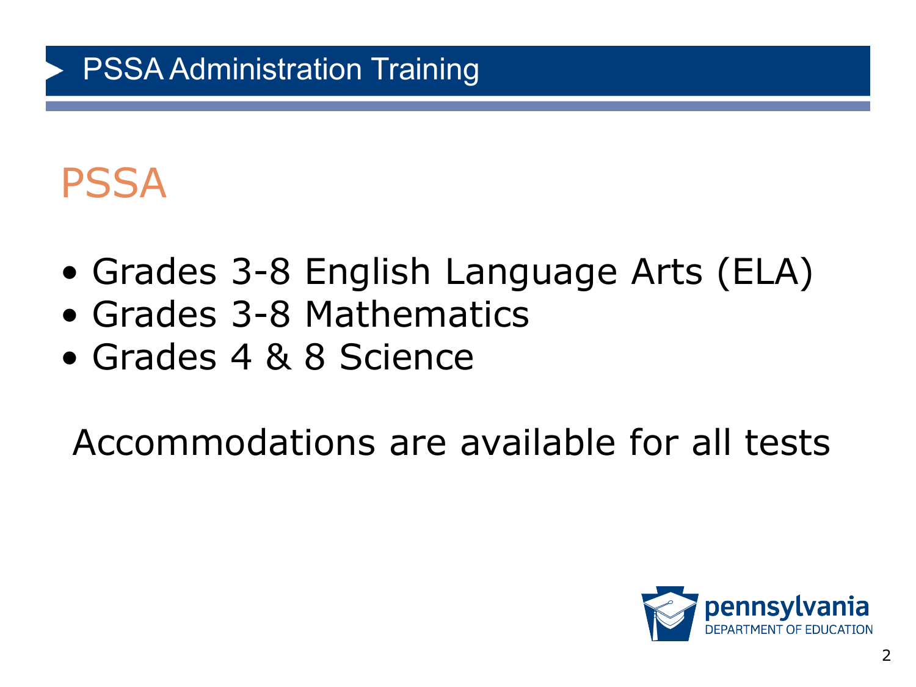# PSSA

- Grades 3-8 English Language Arts (ELA)
- Grades 3-8 Mathematics
- Grades 4 & 8 Science

Accommodations are available for all tests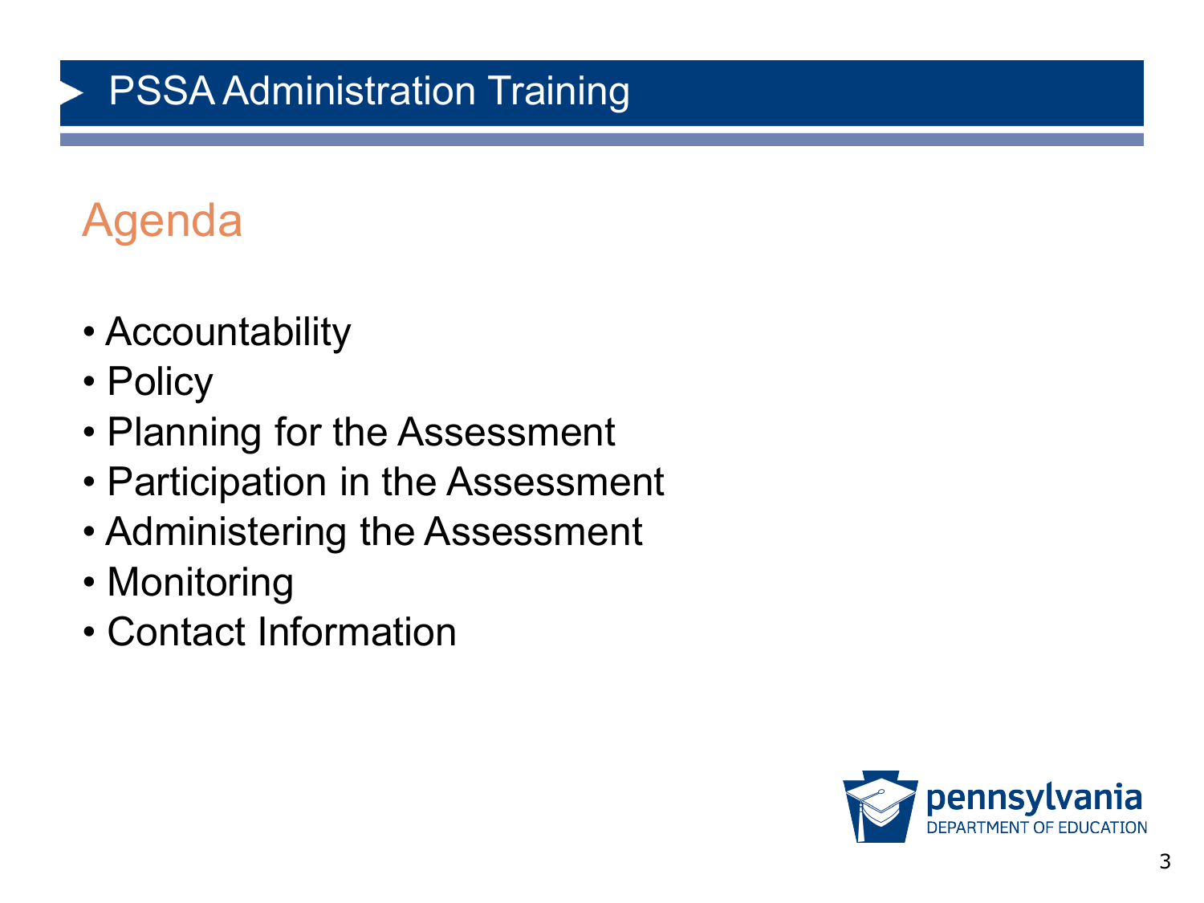# PSSA Administration Training

## Agenda

- Accountability
- Policy
- Planning for the Assessment
- Participation in the Assessment
- Administering the Assessment
- Monitoring
- Contact Information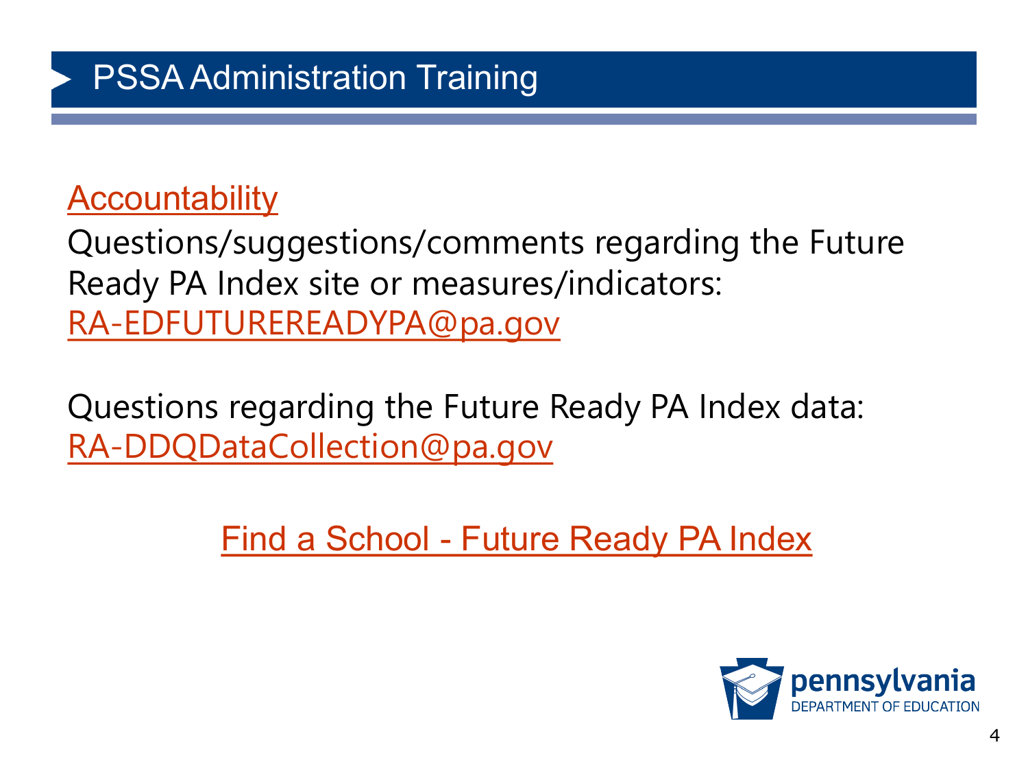# PSSA Administration Training

Accountability

Questions/suggestions/comments regarding the Future Ready PA Index site or measures/indicators:
RA-EDFUTUREREADYPA@pa.gov

Questions regarding the Future Ready PA Index data:
RA-DDQDataCollection@pa.gov

Find a School - Future Ready PA Index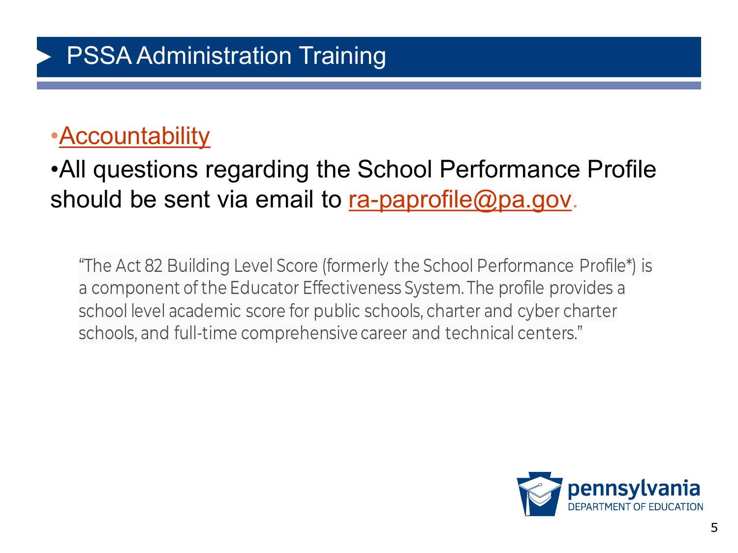## PSSA Administration Training

- Accountability
- All questions regarding the School Performance Profile should be sent via email to ra-paprofile@pa.gov.

> "The Act 82 Building Level Score (formerly the School Performance Profile*) is a component of the Educator Effectiveness System. The profile provides a school level academic score for public schools, charter and cyber charter schools, and full-time comprehensive career and technical centers."

pennsylvania DEPARTMENT OF EDUCATION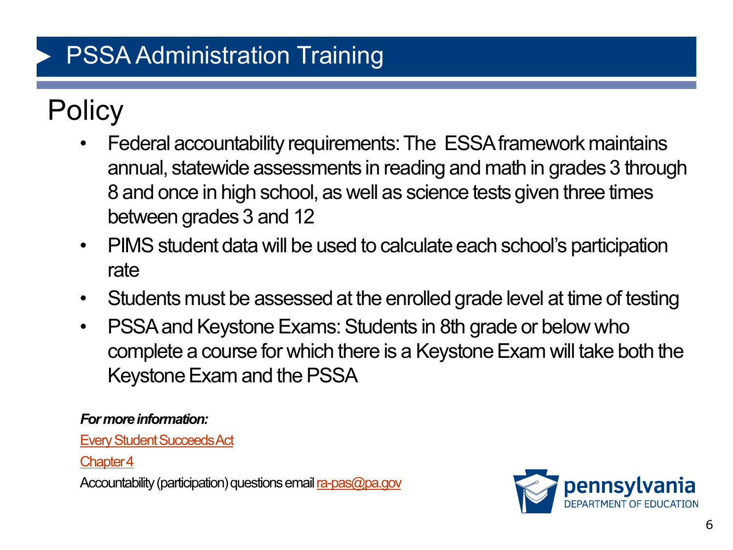# PSSA Administration Training

## Policy

- Federal accountability requirements: The ESSA framework maintains annual, statewide assessments in reading and math in grades 3 through 8 and once in high school, as well as science tests given three times between grades 3 and 12
- PIMS student data will be used to calculate each school's participation rate
- Students must be assessed at the enrolled grade level at time of testing
- PSSA and Keystone Exams: Students in 8th grade or below who complete a course for which there is a Keystone Exam will take both the Keystone Exam and the PSSA

***For more information:***

Every Student Succeeds Act

Chapter 4

Accountability (participation) questions email ra-pas@pa.gov

pennsylvania
DEPARTMENT OF EDUCATION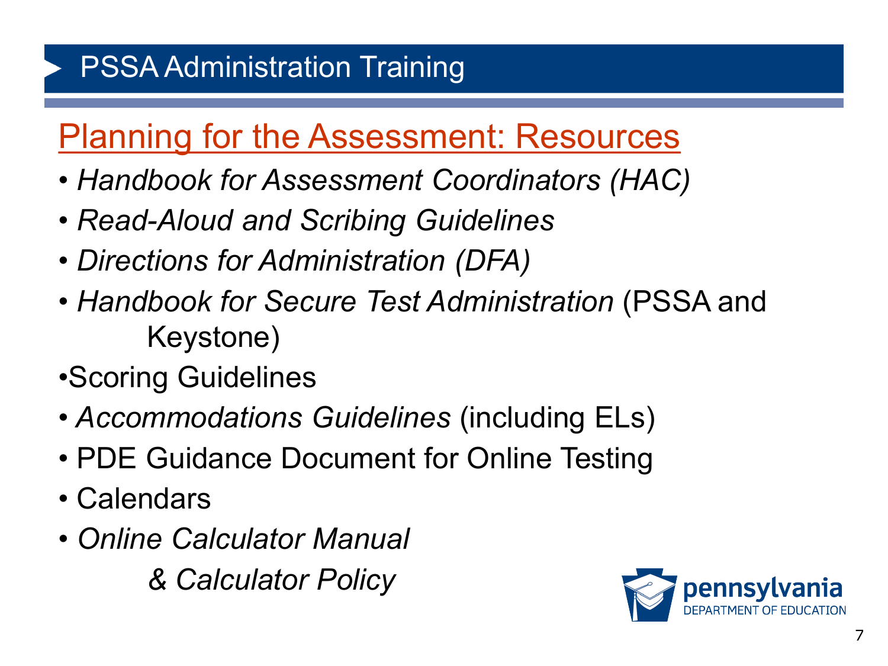# PSSA Administration Training

## Planning for the Assessment: Resources

- *Handbook for Assessment Coordinators (HAC)*
- *Read-Aloud and Scribing Guidelines*
- *Directions for Administration (DFA)*
- *Handbook for Secure Test Administration* (PSSA and Keystone)
- Scoring Guidelines
- *Accommodations Guidelines* (including ELs)
- PDE Guidance Document for Online Testing
- Calendars
- *Online Calculator Manual & Calculator Policy*

pennsylvania DEPARTMENT OF EDUCATION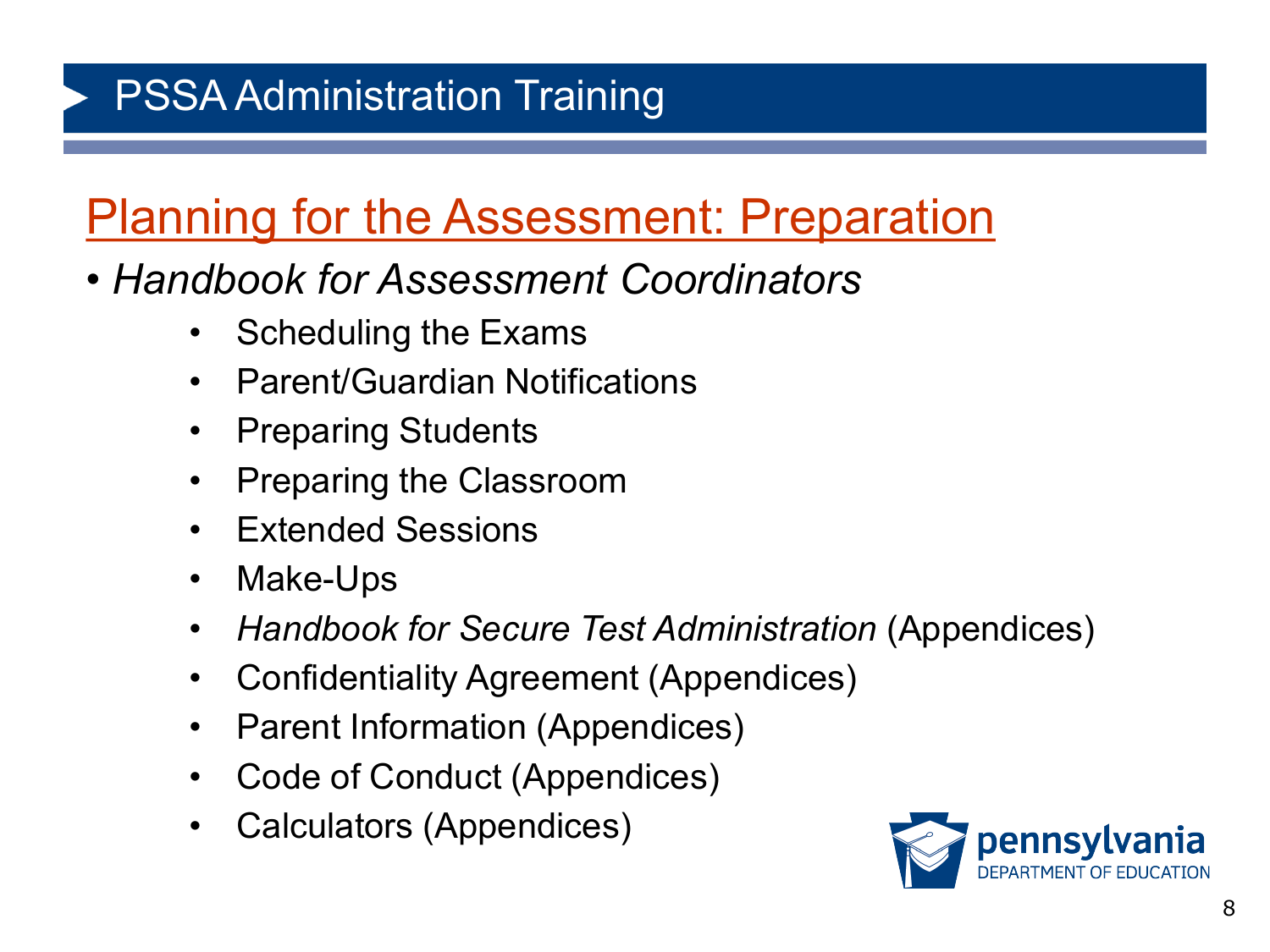# PSSA Administration Training

## Planning for the Assessment: Preparation

- *Handbook for Assessment Coordinators*
    - Scheduling the Exams
    - Parent/Guardian Notifications
    - Preparing Students
    - Preparing the Classroom
    - Extended Sessions
    - Make-Ups
    - *Handbook for Secure Test Administration* (Appendices)
    - Confidentiality Agreement (Appendices)
    - Parent Information (Appendices)
    - Code of Conduct (Appendices)
    - Calculators (Appendices)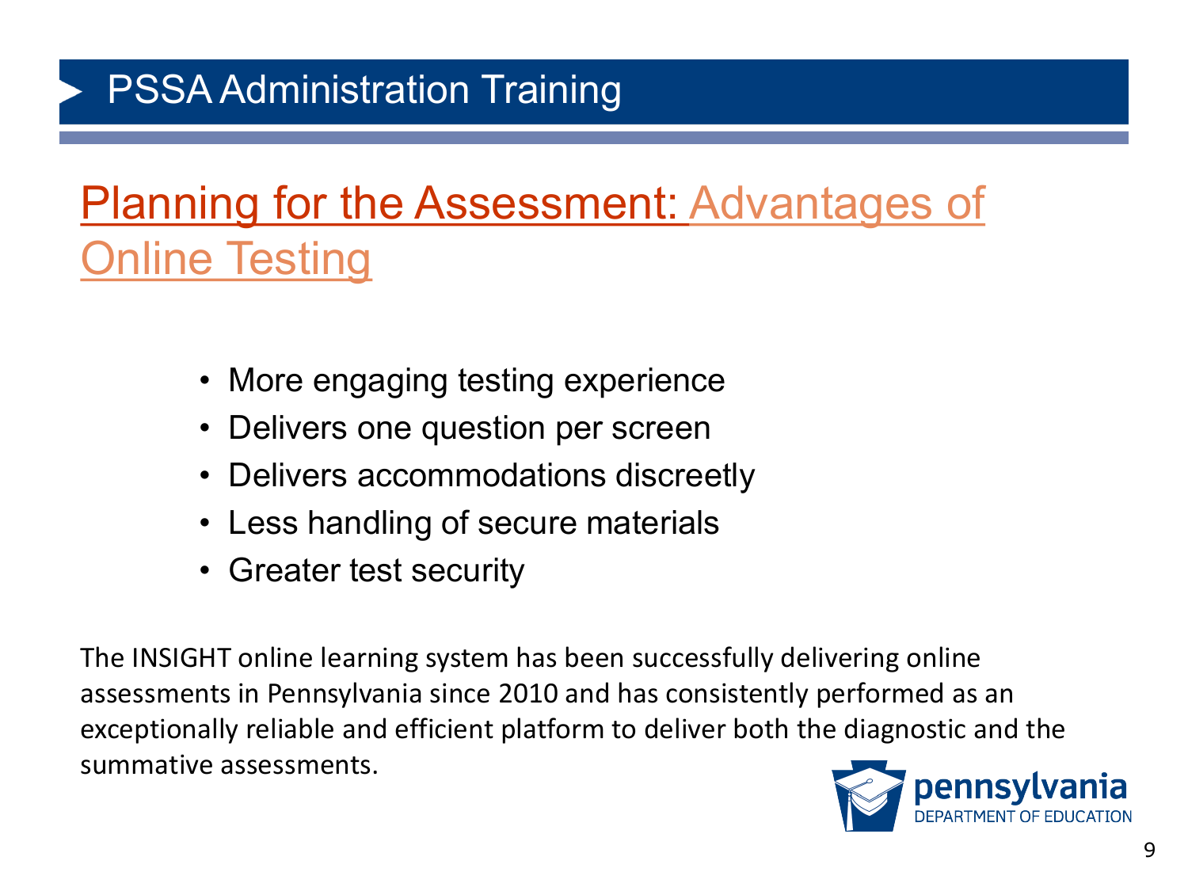# PSSA Administration Training

## Planning for the Assessment: Advantages of Online Testing

- More engaging testing experience
- Delivers one question per screen
- Delivers accommodations discreetly
- Less handling of secure materials
- Greater test security

The INSIGHT online learning system has been successfully delivering online assessments in Pennsylvania since 2010 and has consistently performed as an exceptionally reliable and efficient platform to deliver both the diagnostic and the summative assessments.

pennsylvania DEPARTMENT OF EDUCATION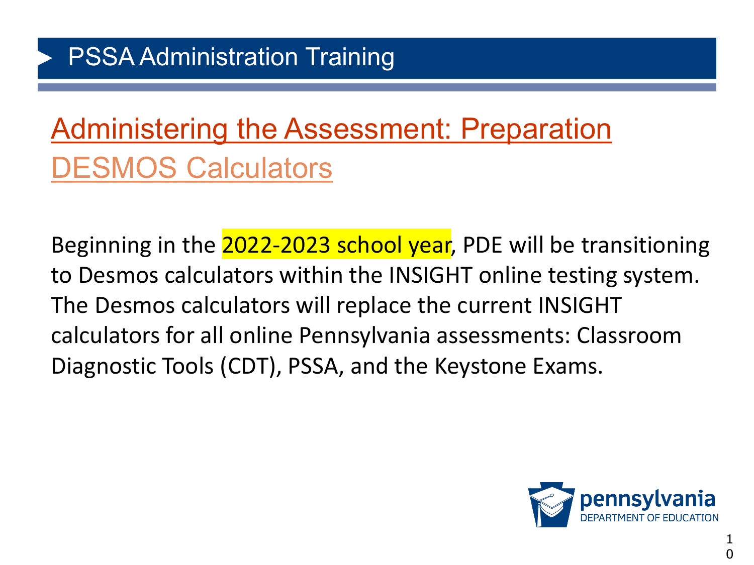# PSSA Administration Training

## Administering the Assessment: Preparation

### DESMOS Calculators

Beginning in the 2022-2023 school year, PDE will be transitioning to Desmos calculators within the INSIGHT online testing system. The Desmos calculators will replace the current INSIGHT calculators for all online Pennsylvania assessments: Classroom Diagnostic Tools (CDT), PSSA, and the Keystone Exams.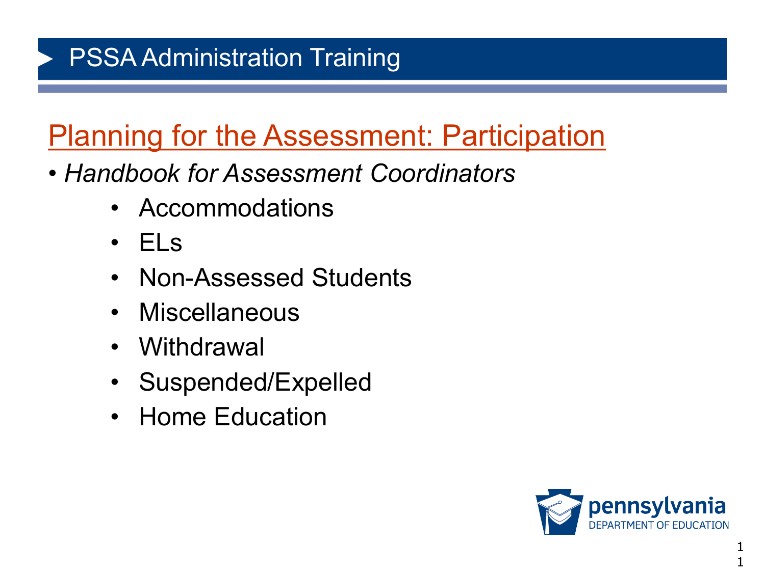# PSSA Administration Training

## Planning for the Assessment: Participation

- *Handbook for Assessment Coordinators*
  - Accommodations
  - ELs
  - Non-Assessed Students
  - Miscellaneous
  - Withdrawal
  - Suspended/Expelled
  - Home Education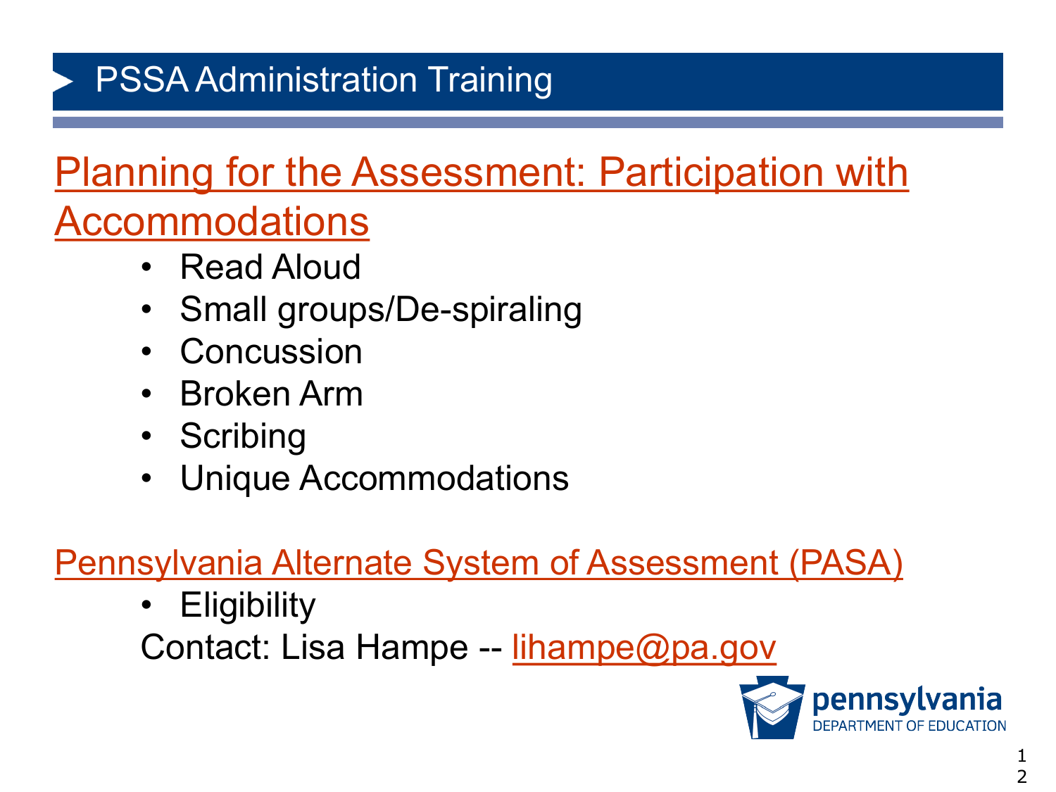## PSSA Administration Training

### Planning for the Assessment: Participation with Accommodations

- Read Aloud
- Small groups/De-spiraling
- Concussion
- Broken Arm
- Scribing
- Unique Accommodations

### Pennsylvania Alternate System of Assessment (PASA)

- Eligibility

Contact: Lisa Hampe -- lihampe@pa.gov

pennsylvania DEPARTMENT OF EDUCATION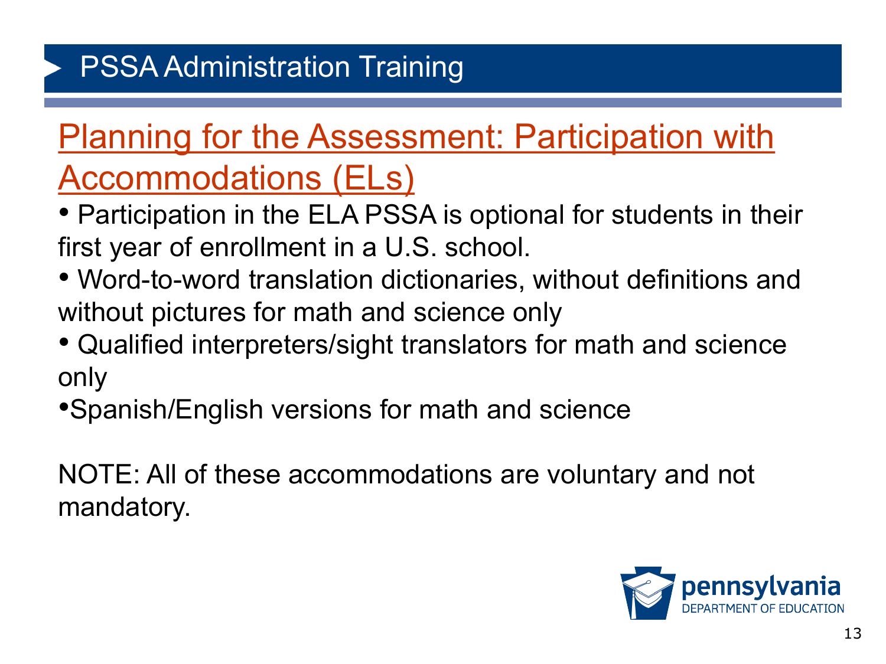## Planning for the Assessment: Participation with Accommodations (ELs)

- Participation in the ELA PSSA is optional for students in their first year of enrollment in a U.S. school.
- Word-to-word translation dictionaries, without definitions and without pictures for math and science only
- Qualified interpreters/sight translators for math and science only
- Spanish/English versions for math and science

NOTE: All of these accommodations are voluntary and not mandatory.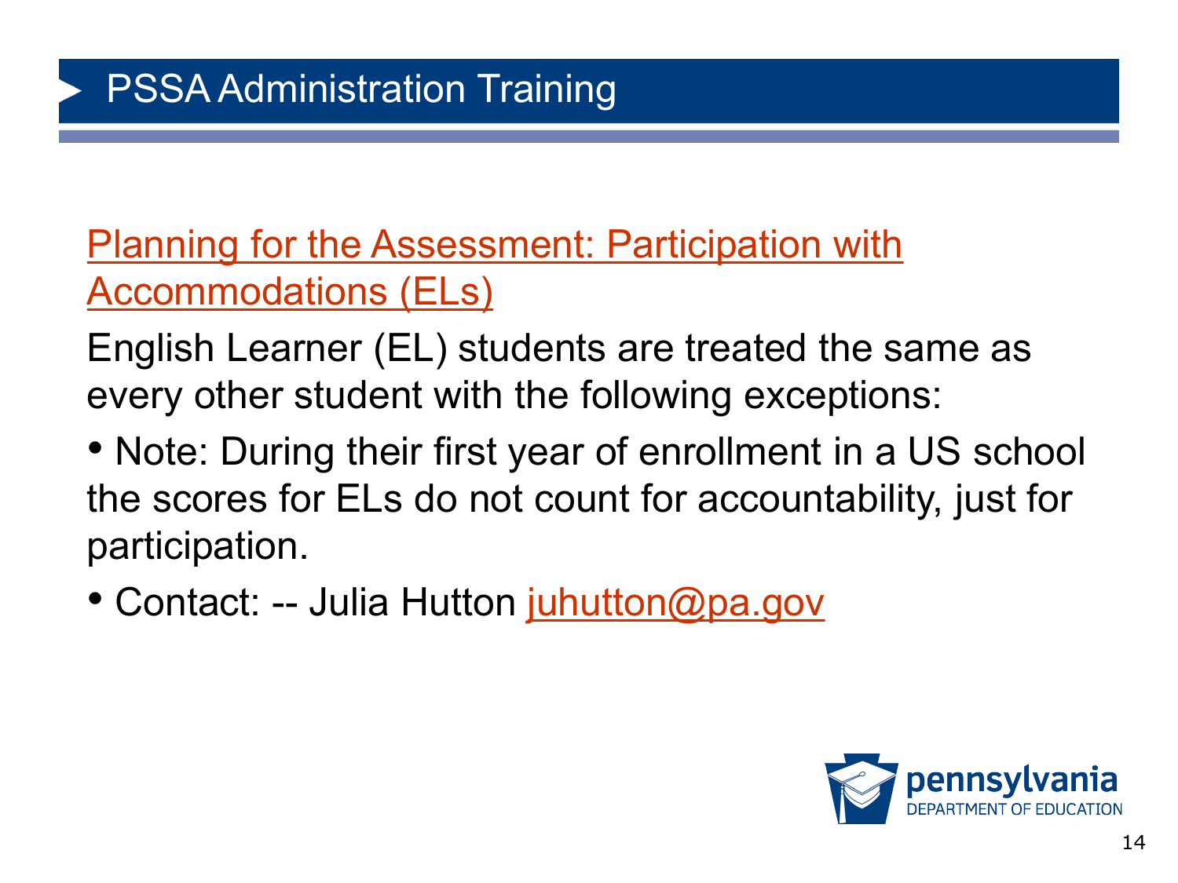# PSSA Administration Training

## Planning for the Assessment: Participation with Accommodations (ELs)

English Learner (EL) students are treated the same as every other student with the following exceptions:

- Note: During their first year of enrollment in a US school the scores for ELs do not count for accountability, just for participation.
- Contact: -- Julia Hutton juhutton@pa.gov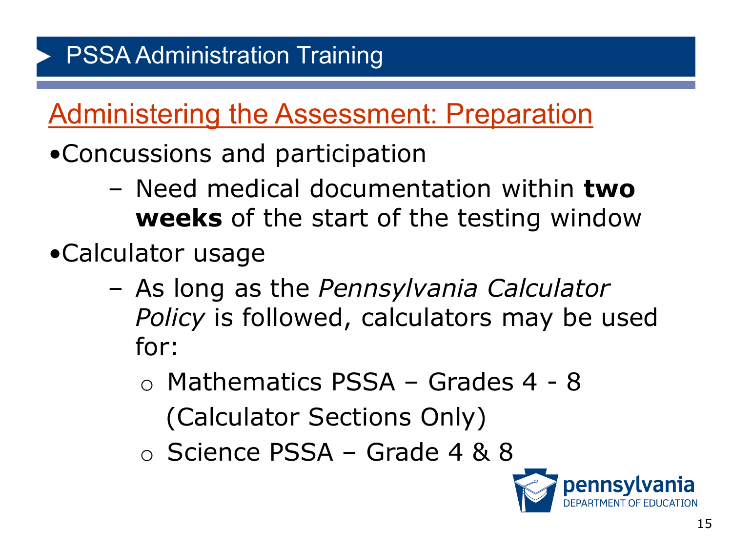# PSSA Administration Training

## Administering the Assessment: Preparation

- Concussions and participation
  - Need medical documentation within **two weeks** of the start of the testing window
- Calculator usage
  - As long as the *Pennsylvania Calculator Policy* is followed, calculators may be used for:
    - Mathematics PSSA – Grades 4 - 8 (Calculator Sections Only)
    - Science PSSA – Grade 4 & 8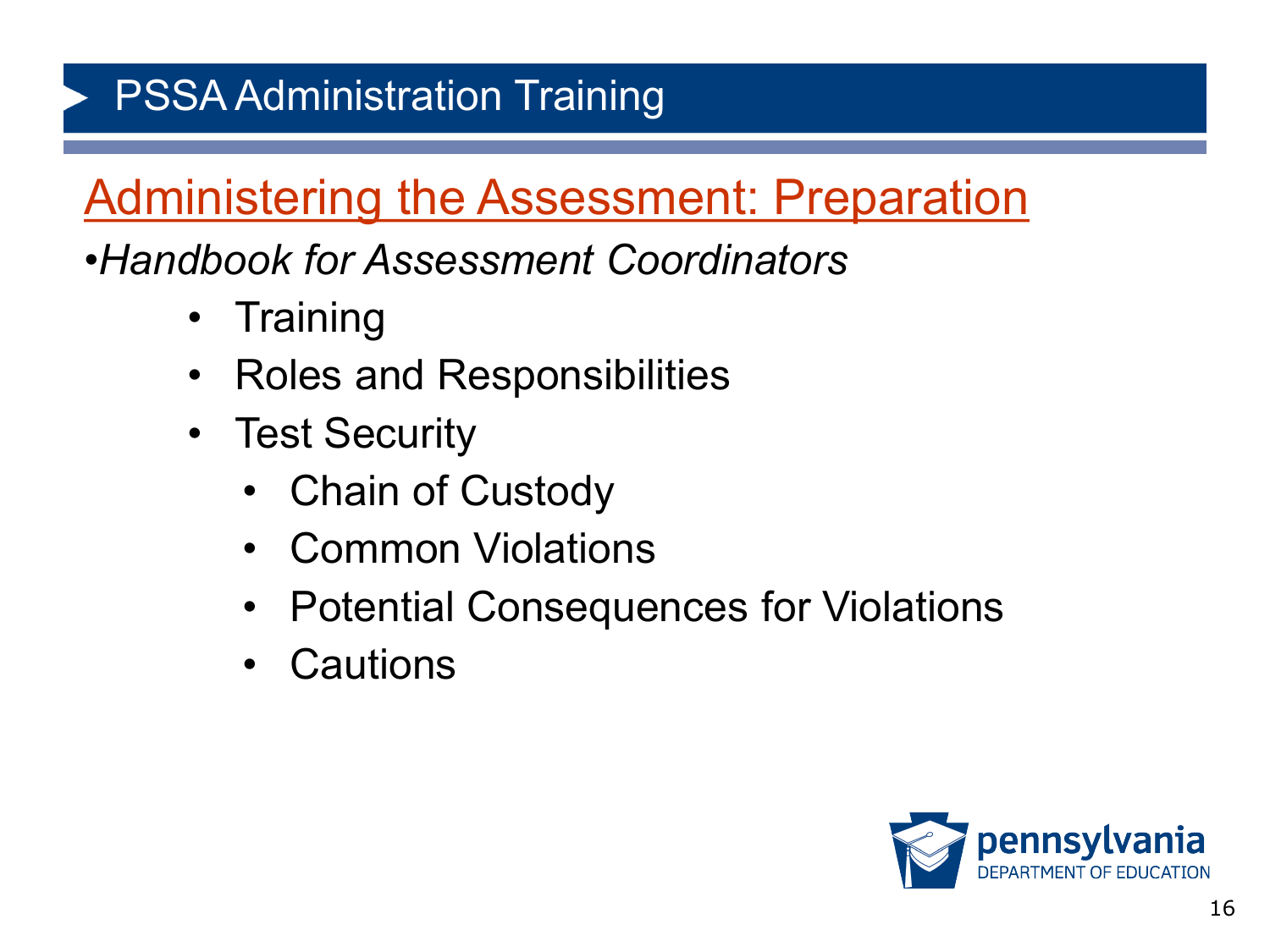# PSSA Administration Training

## Administering the Assessment: Preparation

- *Handbook for Assessment Coordinators*
  - Training
  - Roles and Responsibilities
  - Test Security
    - Chain of Custody
    - Common Violations
    - Potential Consequences for Violations
    - Cautions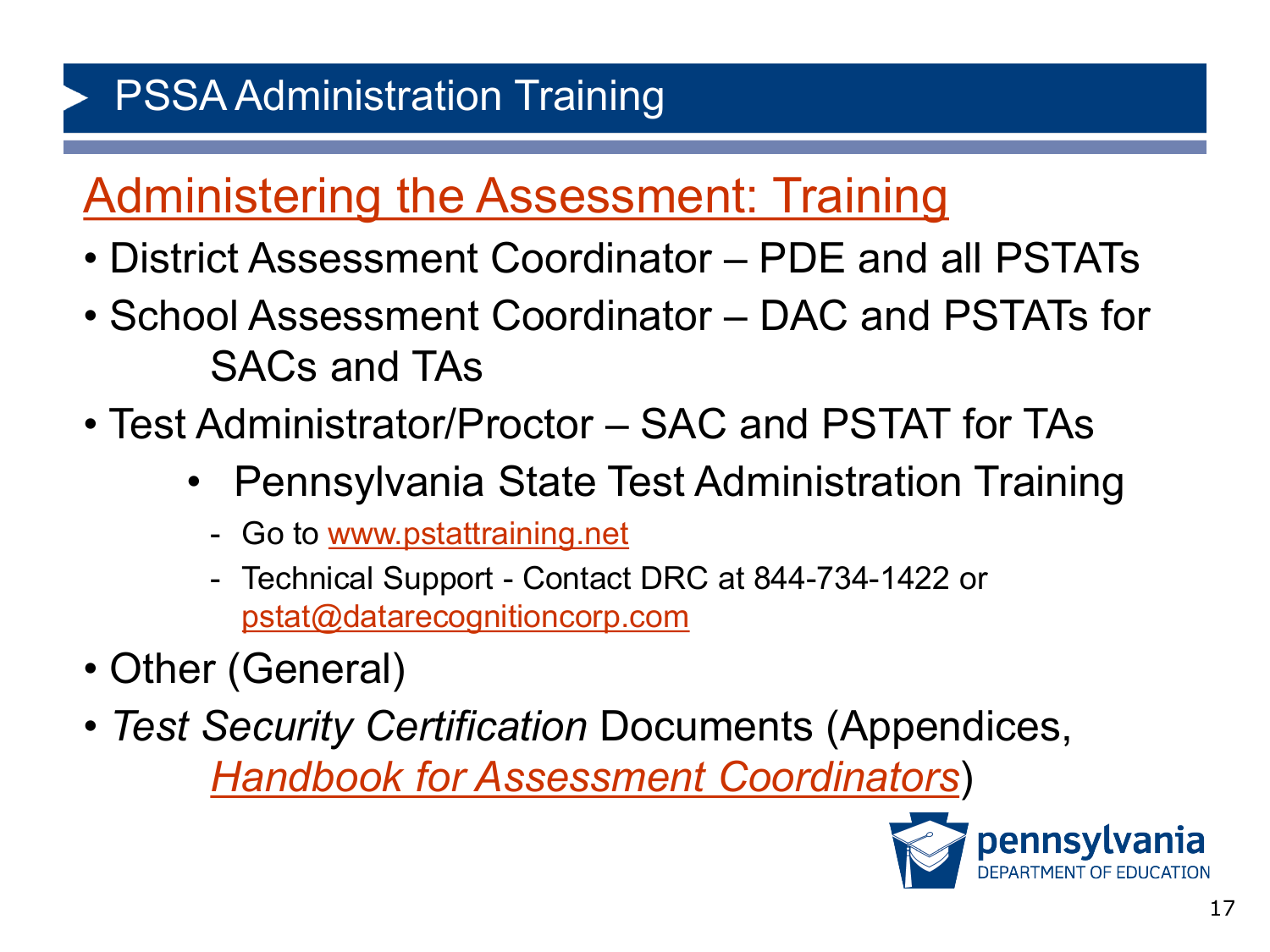# PSSA Administration Training

## Administering the Assessment: Training

- District Assessment Coordinator – PDE and all PSTATs
- School Assessment Coordinator – DAC and PSTATs for SACs and TAs
- Test Administrator/Proctor – SAC and PSTAT for TAs
  - Pennsylvania State Test Administration Training
    - Go to www.pstattraining.net
    - Technical Support - Contact DRC at 844-734-1422 or pstat@datarecognitioncorp.com
- Other (General)
- *Test Security Certification* Documents (Appendices, *Handbook for Assessment Coordinators*)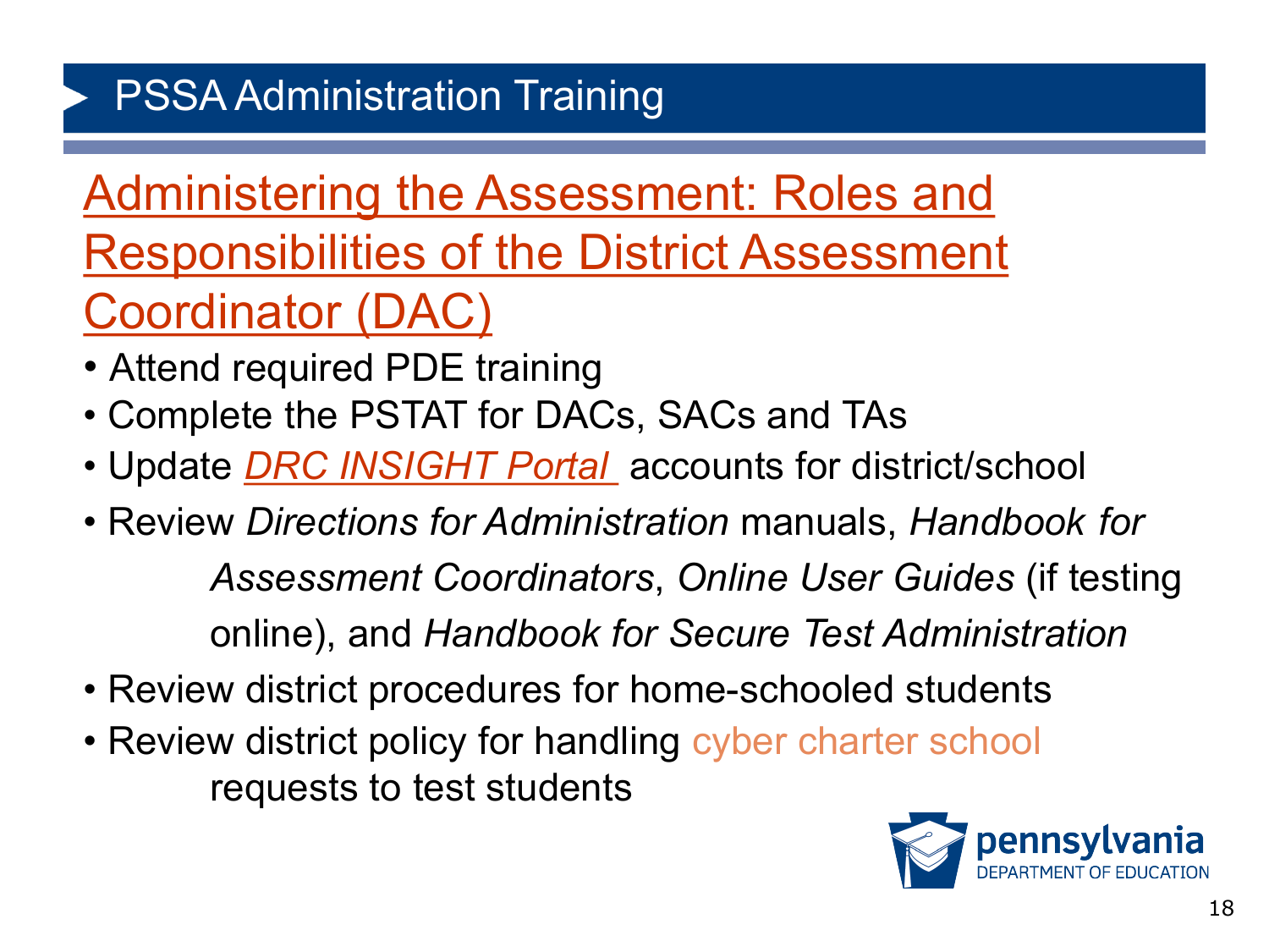PSSA Administration Training

## Administering the Assessment: Roles and Responsibilities of the District Assessment Coordinator (DAC)

- Attend required PDE training
- Complete the PSTAT for DACs, SACs and TAs
- Update *DRC INSIGHT Portal* accounts for district/school
- Review *Directions for Administration* manuals, *Handbook for Assessment Coordinators*, *Online User Guides* (if testing online), and *Handbook for Secure Test Administration*
- Review district procedures for home-schooled students
- Review district policy for handling cyber charter school requests to test students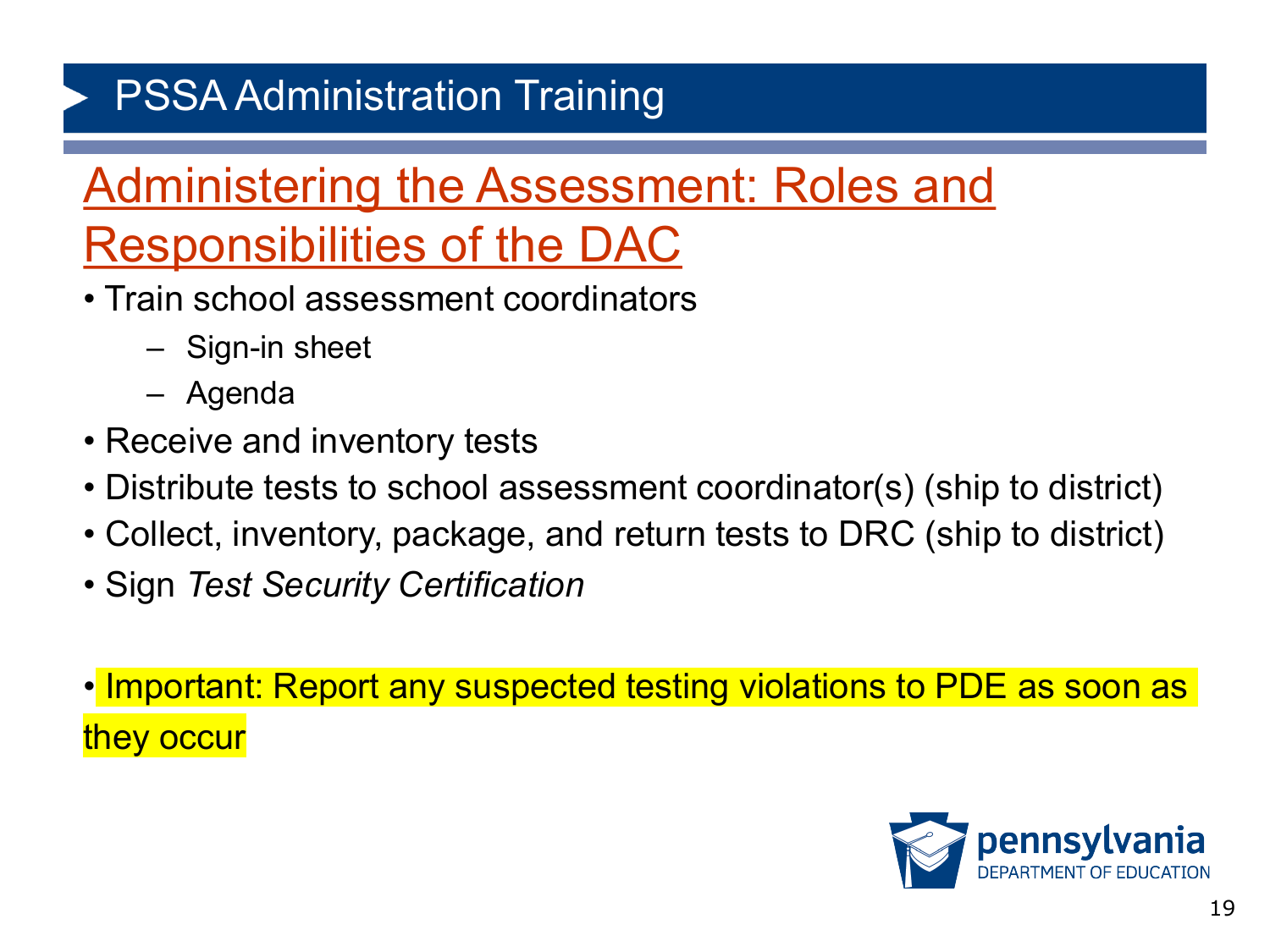PSSA Administration Training

## Administering the Assessment: Roles and Responsibilities of the DAC

- Train school assessment coordinators
  - Sign-in sheet
  - Agenda
- Receive and inventory tests
- Distribute tests to school assessment coordinator(s) (ship to district)
- Collect, inventory, package, and return tests to DRC (ship to district)
- Sign *Test Security Certification*

- Important: Report any suspected testing violations to PDE as soon as they occur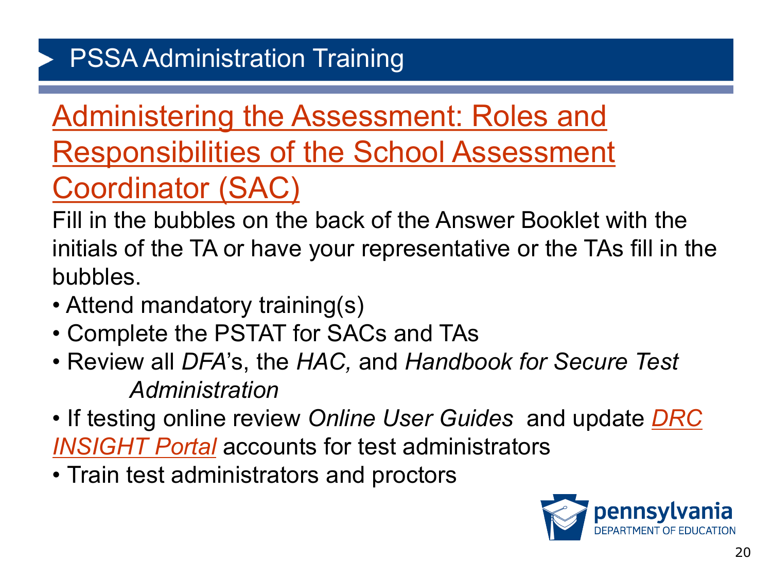# PSSA Administration Training

## Administering the Assessment: Roles and Responsibilities of the School Assessment Coordinator (SAC)

Fill in the bubbles on the back of the Answer Booklet with the initials of the TA or have your representative or the TAs fill in the bubbles.

- Attend mandatory training(s)
- Complete the PSTAT for SACs and TAs
- Review all *DFA*'s, the *HAC,* and *Handbook for Secure Test Administration*
- If testing online review *Online User Guides* and update *DRC INSIGHT Portal* accounts for test administrators
- Train test administrators and proctors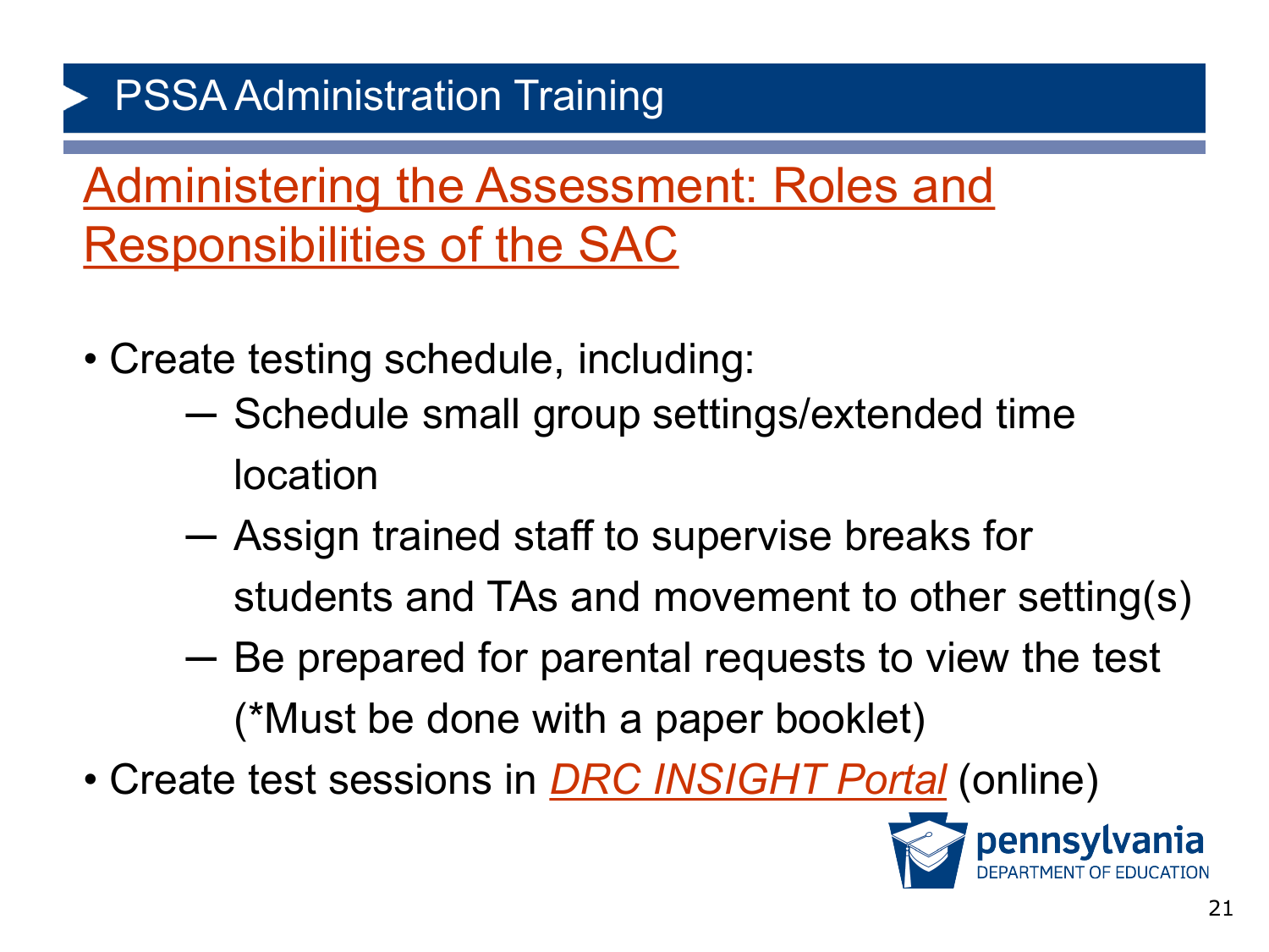# Administering the Assessment: Roles and Responsibilities of the SAC

- Create testing schedule, including:
  - Schedule small group settings/extended time location
  - Assign trained staff to supervise breaks for students and TAs and movement to other setting(s)
  - Be prepared for parental requests to view the test (*Must be done with a paper booklet)
- Create test sessions in *DRC INSIGHT Portal* (online)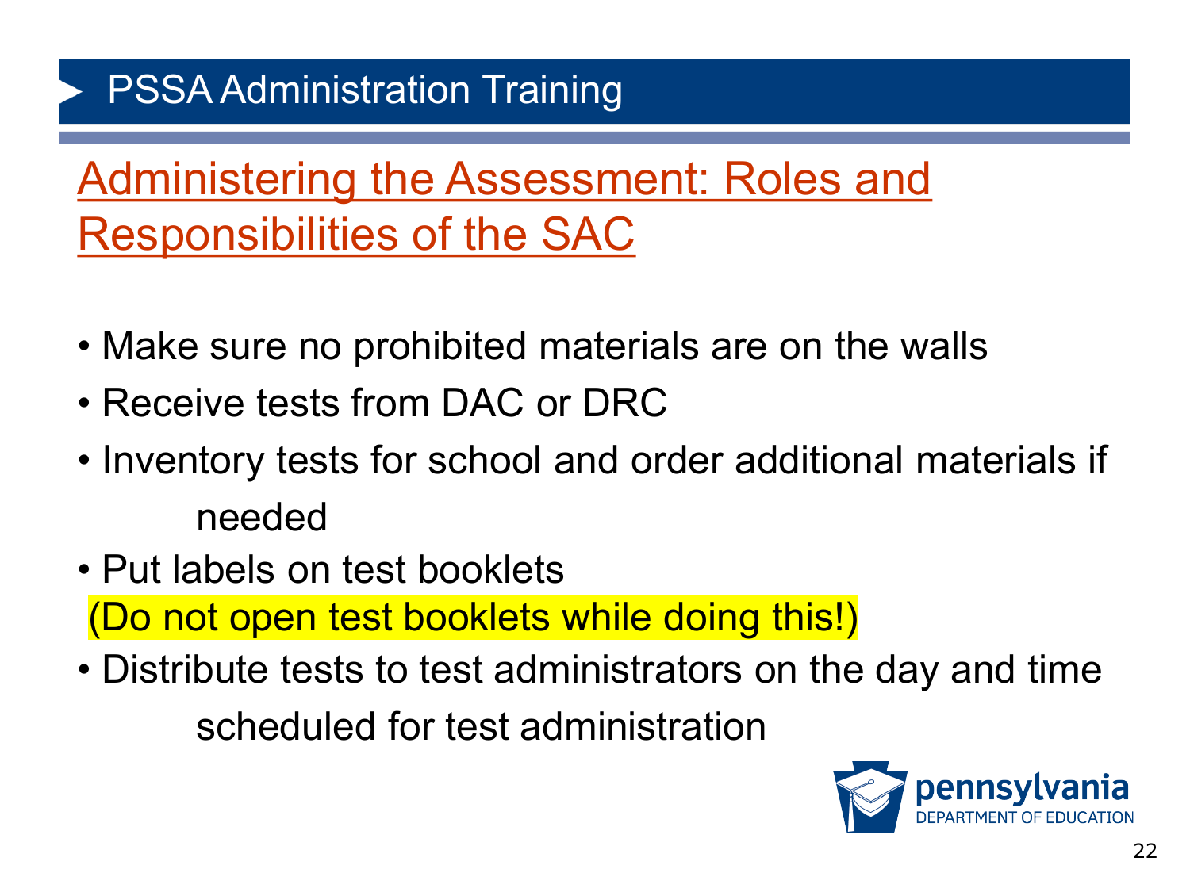# Administering the Assessment: Roles and Responsibilities of the SAC

- Make sure no prohibited materials are on the walls
- Receive tests from DAC or DRC
- Inventory tests for school and order additional materials if needed
- Put labels on test booklets
  (Do not open test booklets while doing this!)
- Distribute tests to test administrators on the day and time scheduled for test administration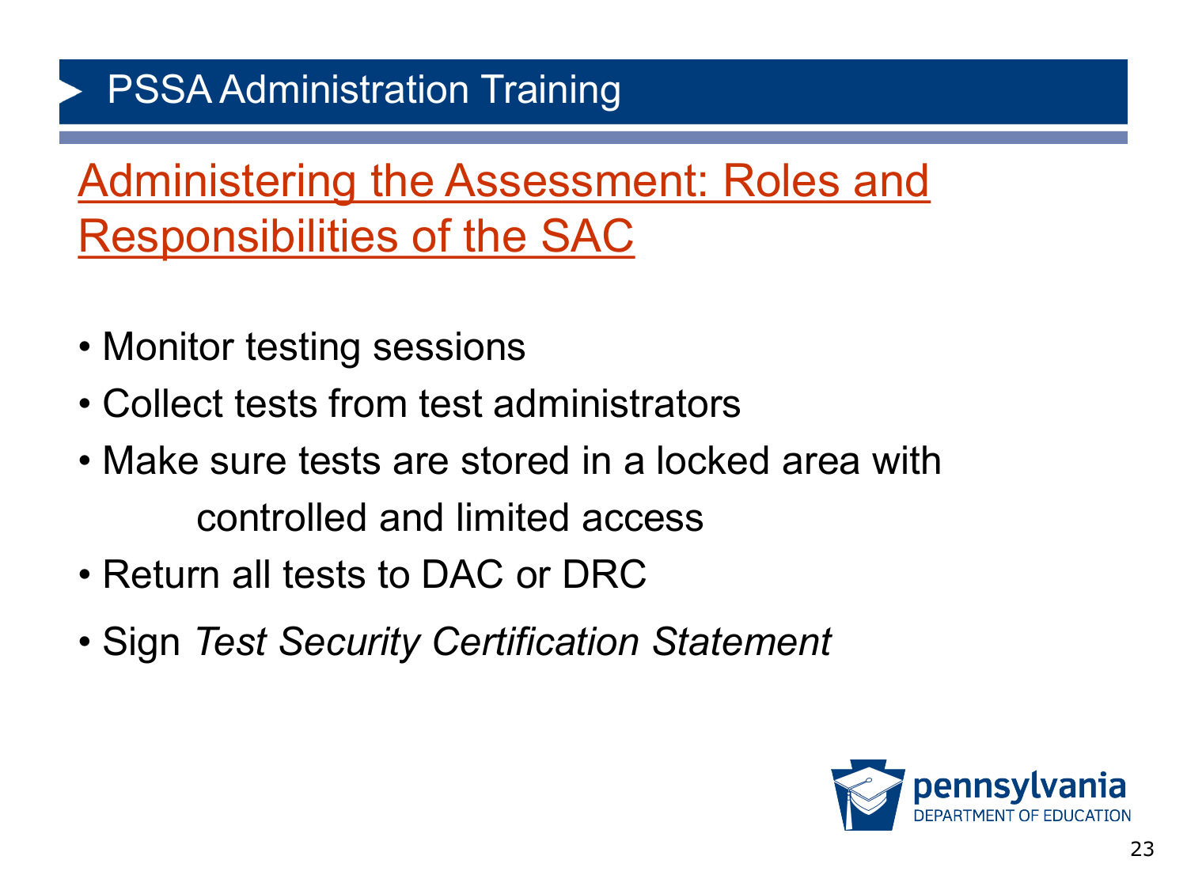# Administering the Assessment: Roles and Responsibilities of the SAC

- Monitor testing sessions
- Collect tests from test administrators
- Make sure tests are stored in a locked area with controlled and limited access
- Return all tests to DAC or DRC
- Sign *Test Security Certification Statement*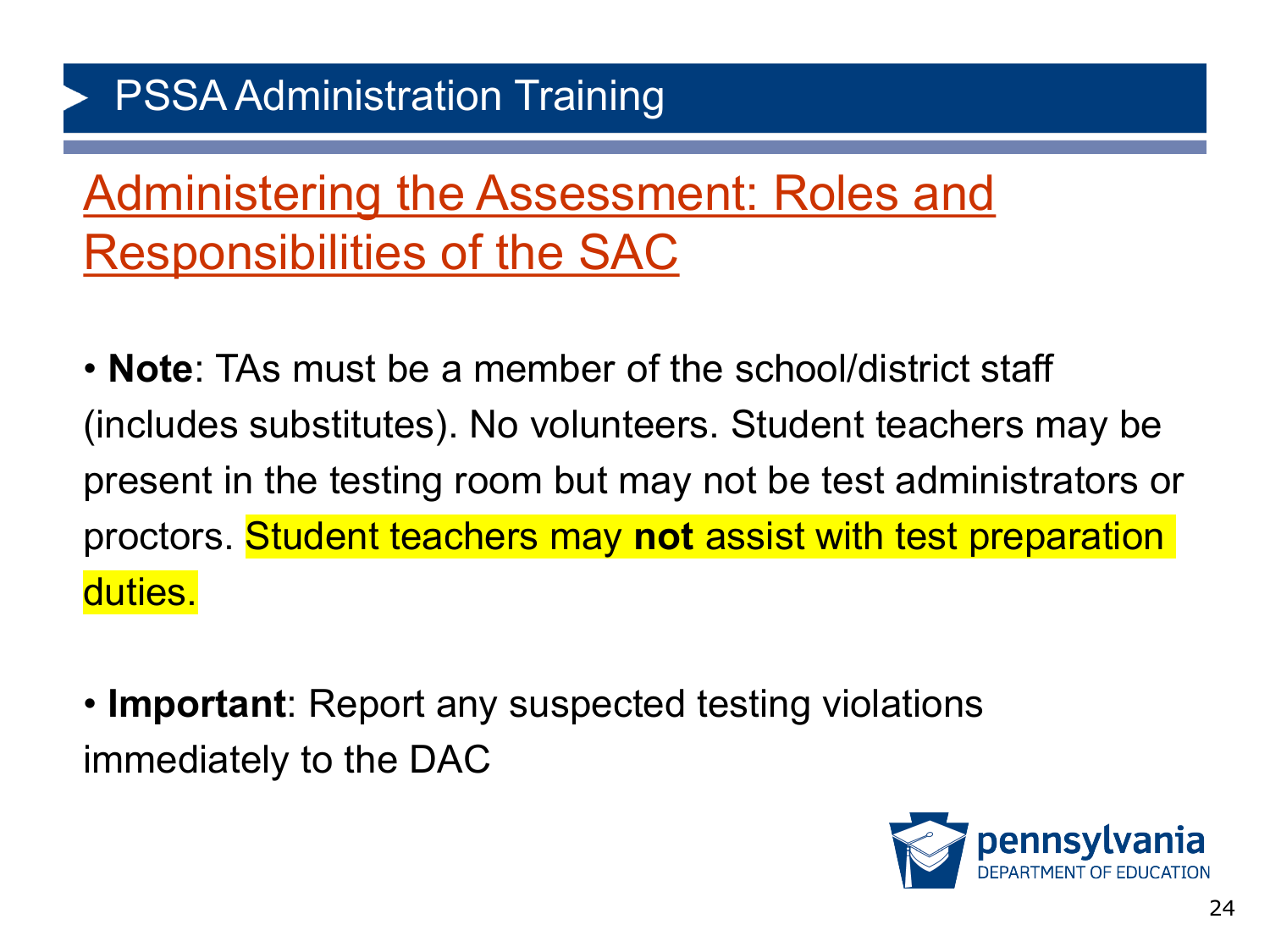# Administering the Assessment: Roles and Responsibilities of the SAC

- **Note**: TAs must be a member of the school/district staff (includes substitutes). No volunteers. Student teachers may be present in the testing room but may not be test administrators or proctors. Student teachers may **not** assist with test preparation duties.

- **Important**: Report any suspected testing violations immediately to the DAC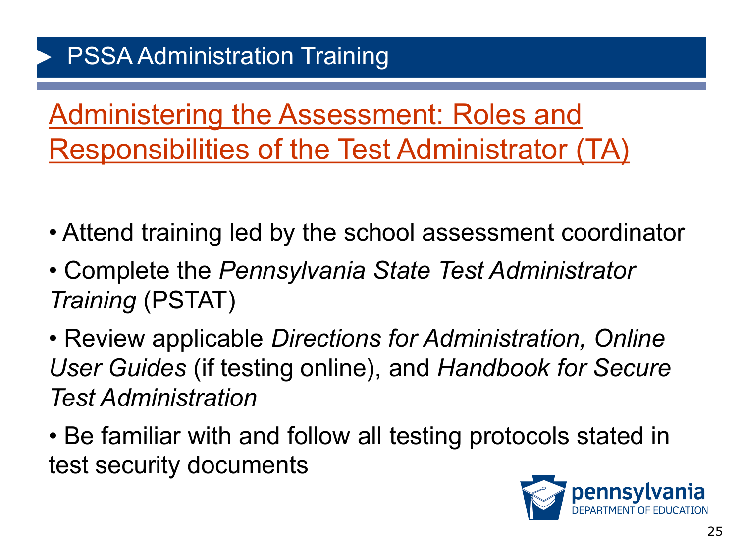# PSSA Administration Training

## Administering the Assessment: Roles and Responsibilities of the Test Administrator (TA)

- Attend training led by the school assessment coordinator
- Complete the *Pennsylvania State Test Administrator Training* (PSTAT)
- Review applicable *Directions for Administration, Online User Guides* (if testing online), and *Handbook for Secure Test Administration*
- Be familiar with and follow all testing protocols stated in test security documents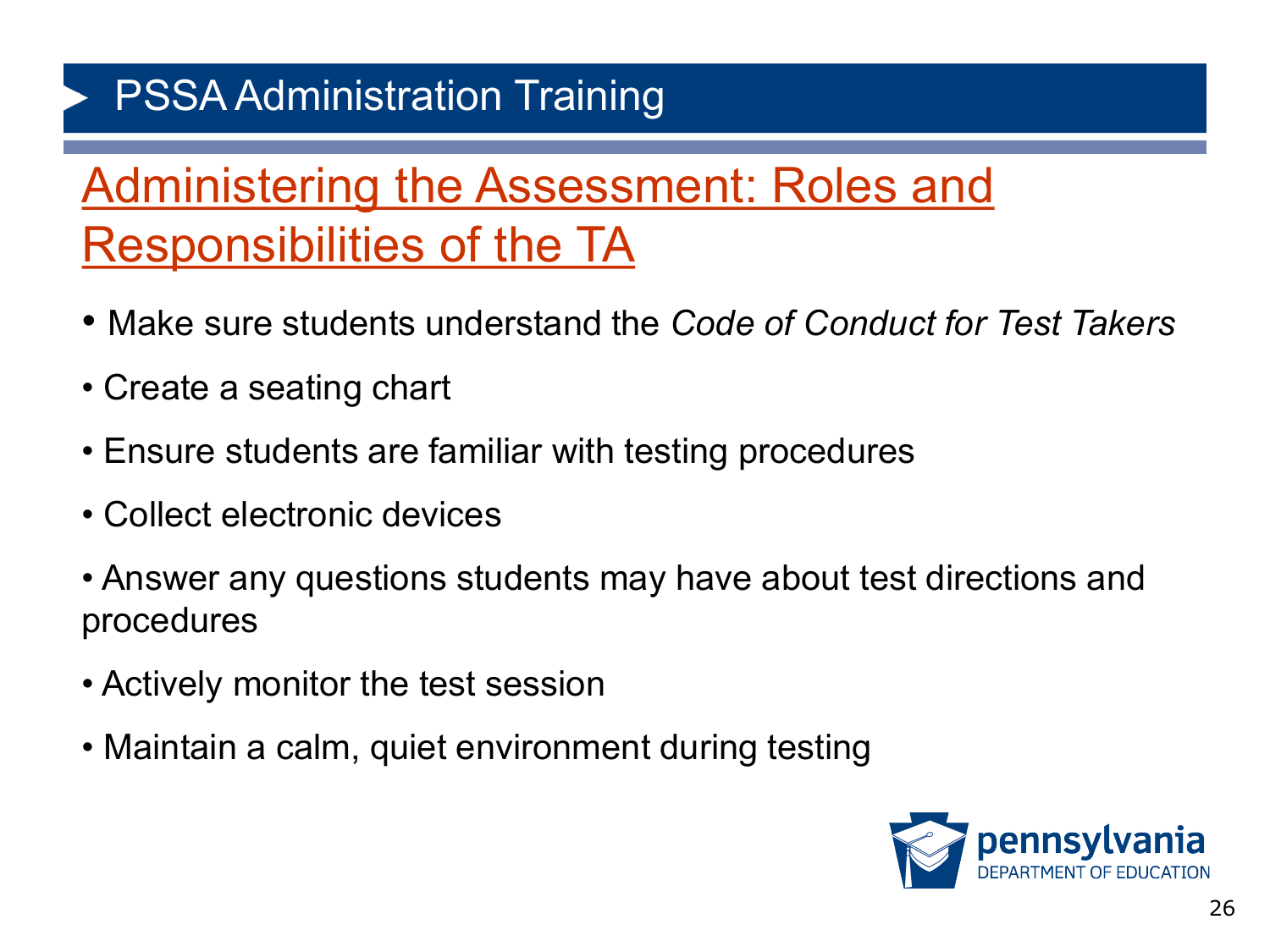# PSSA Administration Training

## Administering the Assessment: Roles and Responsibilities of the TA

- Make sure students understand the *Code of Conduct for Test Takers*
- Create a seating chart
- Ensure students are familiar with testing procedures
- Collect electronic devices
- Answer any questions students may have about test directions and procedures
- Actively monitor the test session
- Maintain a calm, quiet environment during testing

pennsylvania
DEPARTMENT OF EDUCATION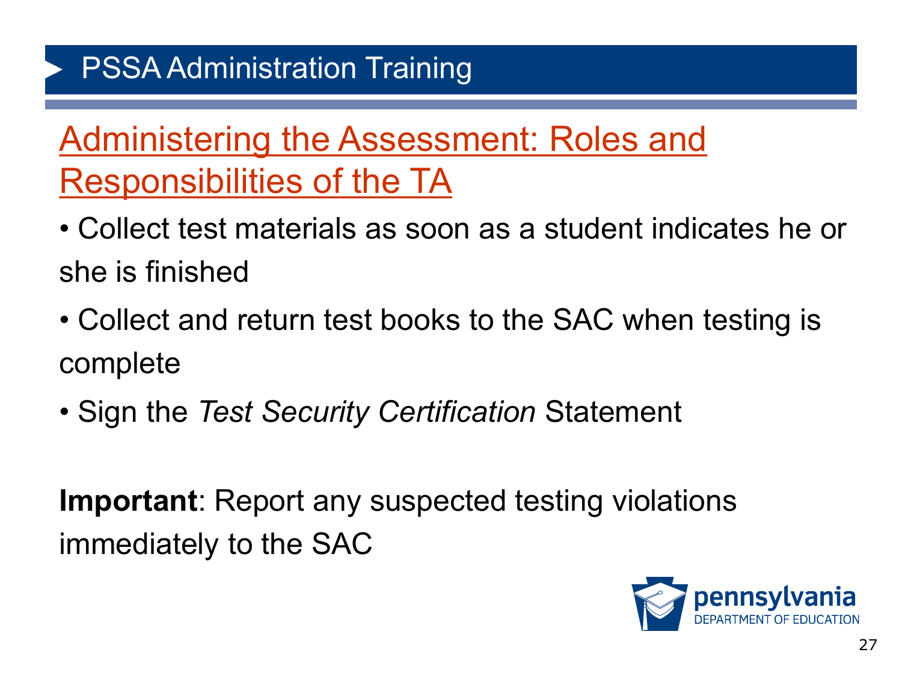# PSSA Administration Training

## Administering the Assessment: Roles and Responsibilities of the TA

- Collect test materials as soon as a student indicates he or she is finished
- Collect and return test books to the SAC when testing is complete
- Sign the *Test Security Certification* Statement

**Important**: Report any suspected testing violations immediately to the SAC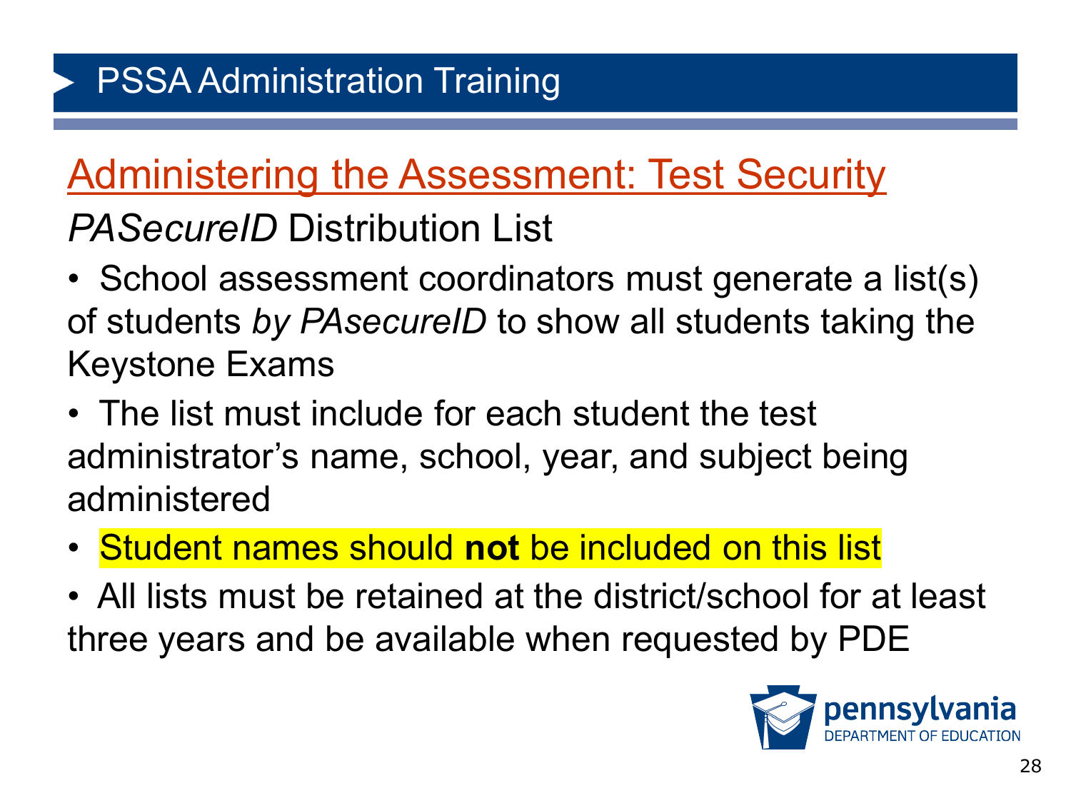# PSSA Administration Training

## Administering the Assessment: Test Security

### *PASecureID* Distribution List

- School assessment coordinators must generate a list(s) of students *by PAsecureID* to show all students taking the Keystone Exams
- The list must include for each student the test administrator's name, school, year, and subject being administered
- Student names should **not** be included on this list
- All lists must be retained at the district/school for at least three years and be available when requested by PDE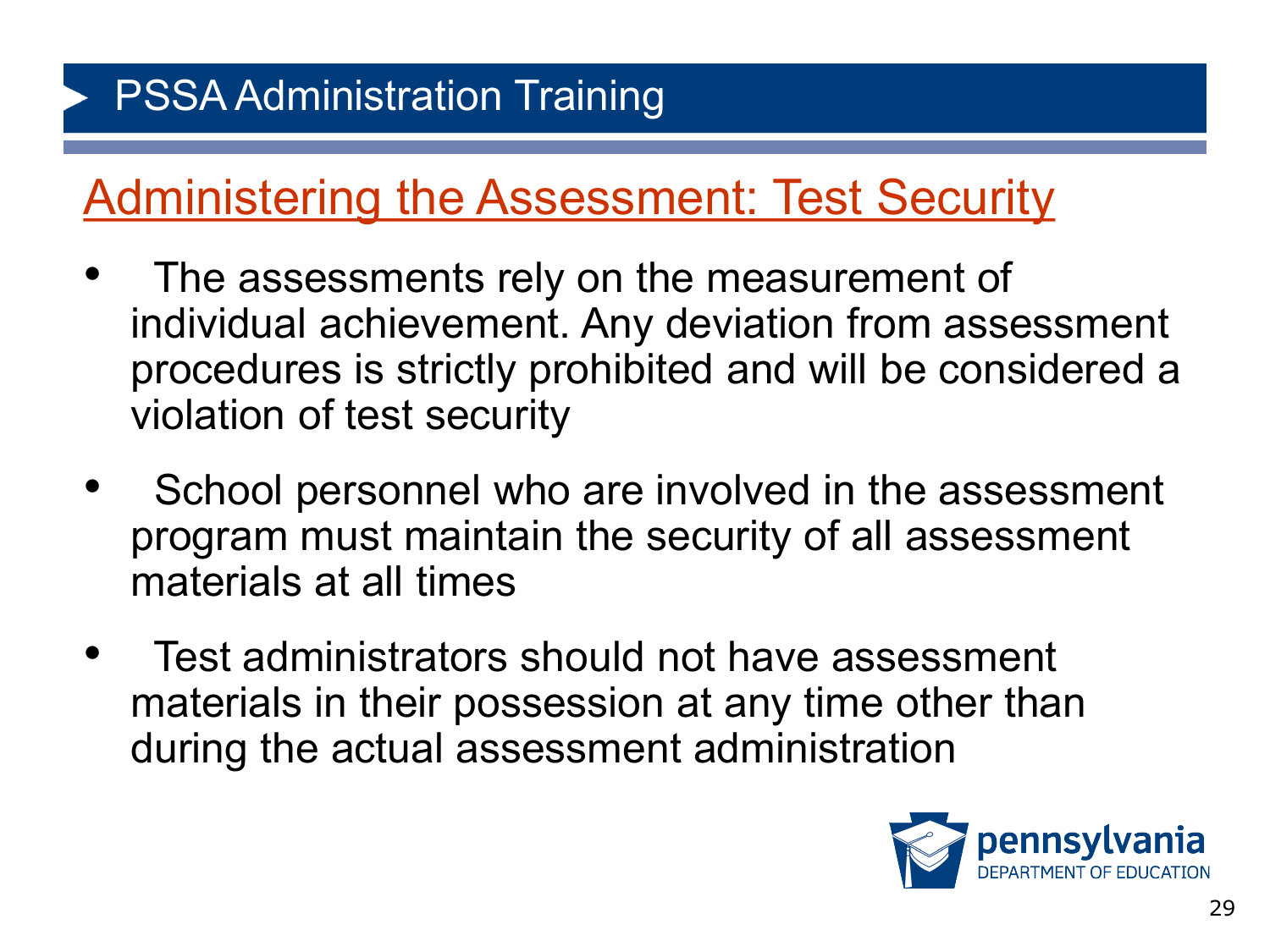# PSSA Administration Training

## Administering the Assessment: Test Security

- The assessments rely on the measurement of individual achievement. Any deviation from assessment procedures is strictly prohibited and will be considered a violation of test security
- School personnel who are involved in the assessment program must maintain the security of all assessment materials at all times
- Test administrators should not have assessment materials in their possession at any time other than during the actual assessment administration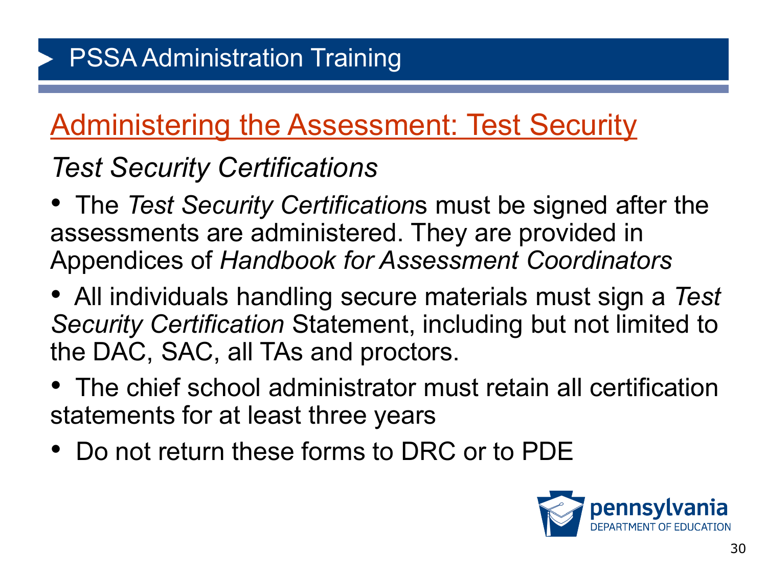# PSSA Administration Training

## Administering the Assessment: Test Security

### *Test Security Certifications*

- The *Test Security Certification*s must be signed after the assessments are administered. They are provided in Appendices of *Handbook for Assessment Coordinators*
- All individuals handling secure materials must sign a *Test Security Certification* Statement, including but not limited to the DAC, SAC, all TAs and proctors.
- The chief school administrator must retain all certification statements for at least three years
- Do not return these forms to DRC or to PDE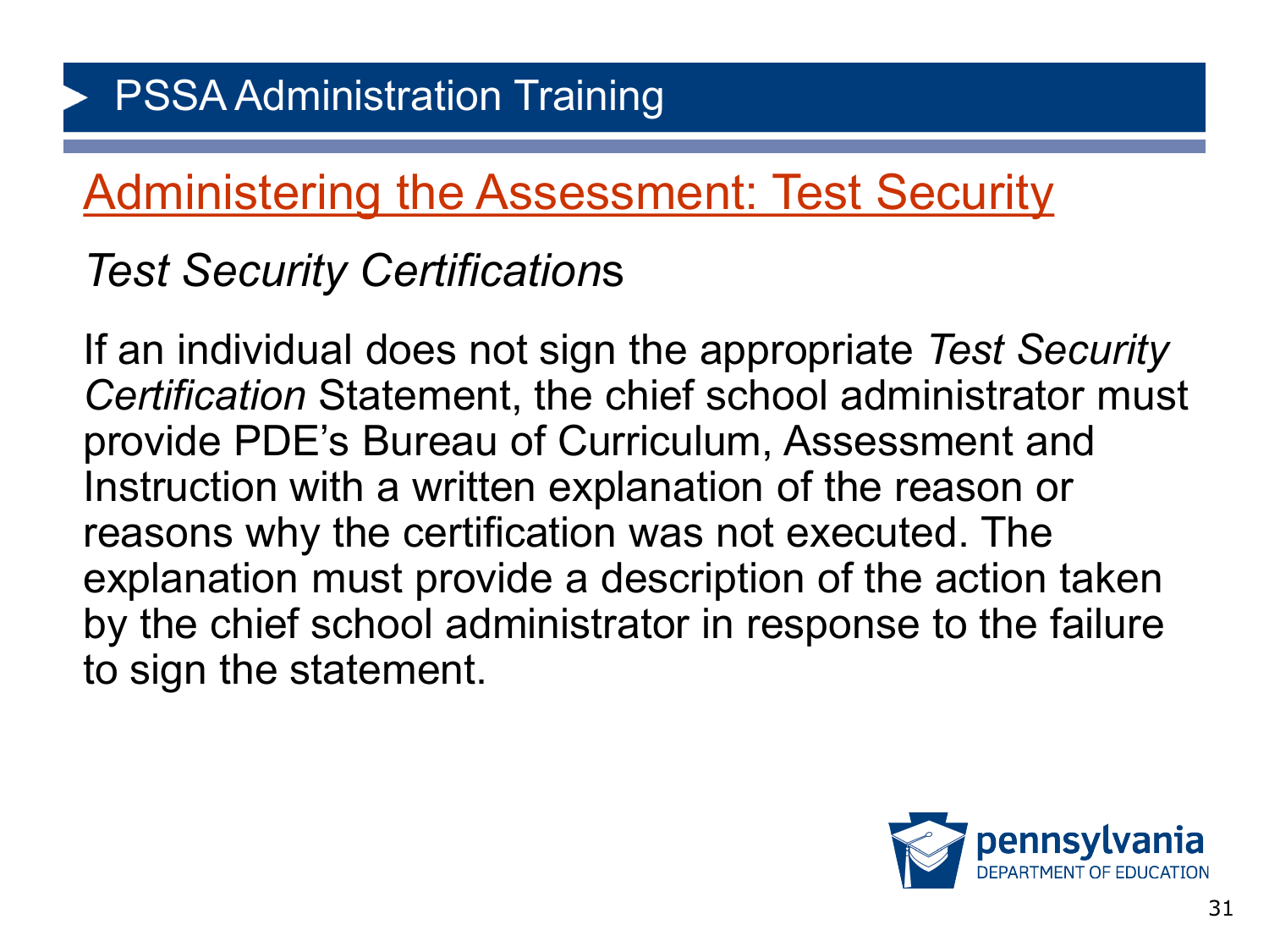# PSSA Administration Training

## Administering the Assessment: Test Security

### *Test Security Certifications*

If an individual does not sign the appropriate *Test Security Certification* Statement, the chief school administrator must provide PDE's Bureau of Curriculum, Assessment and Instruction with a written explanation of the reason or reasons why the certification was not executed. The explanation must provide a description of the action taken by the chief school administrator in response to the failure to sign the statement.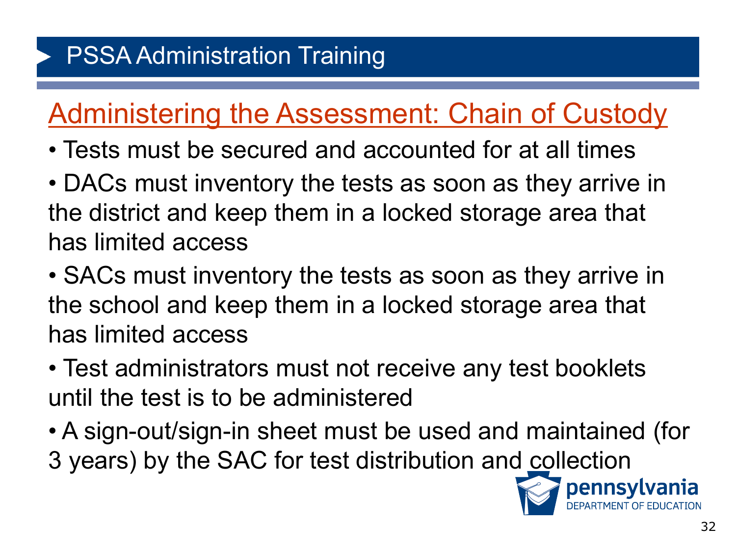# PSSA Administration Training

## Administering the Assessment: Chain of Custody

- Tests must be secured and accounted for at all times
- DACs must inventory the tests as soon as they arrive in the district and keep them in a locked storage area that has limited access
- SACs must inventory the tests as soon as they arrive in the school and keep them in a locked storage area that has limited access
- Test administrators must not receive any test booklets until the test is to be administered
- A sign-out/sign-in sheet must be used and maintained (for 3 years) by the SAC for test distribution and collection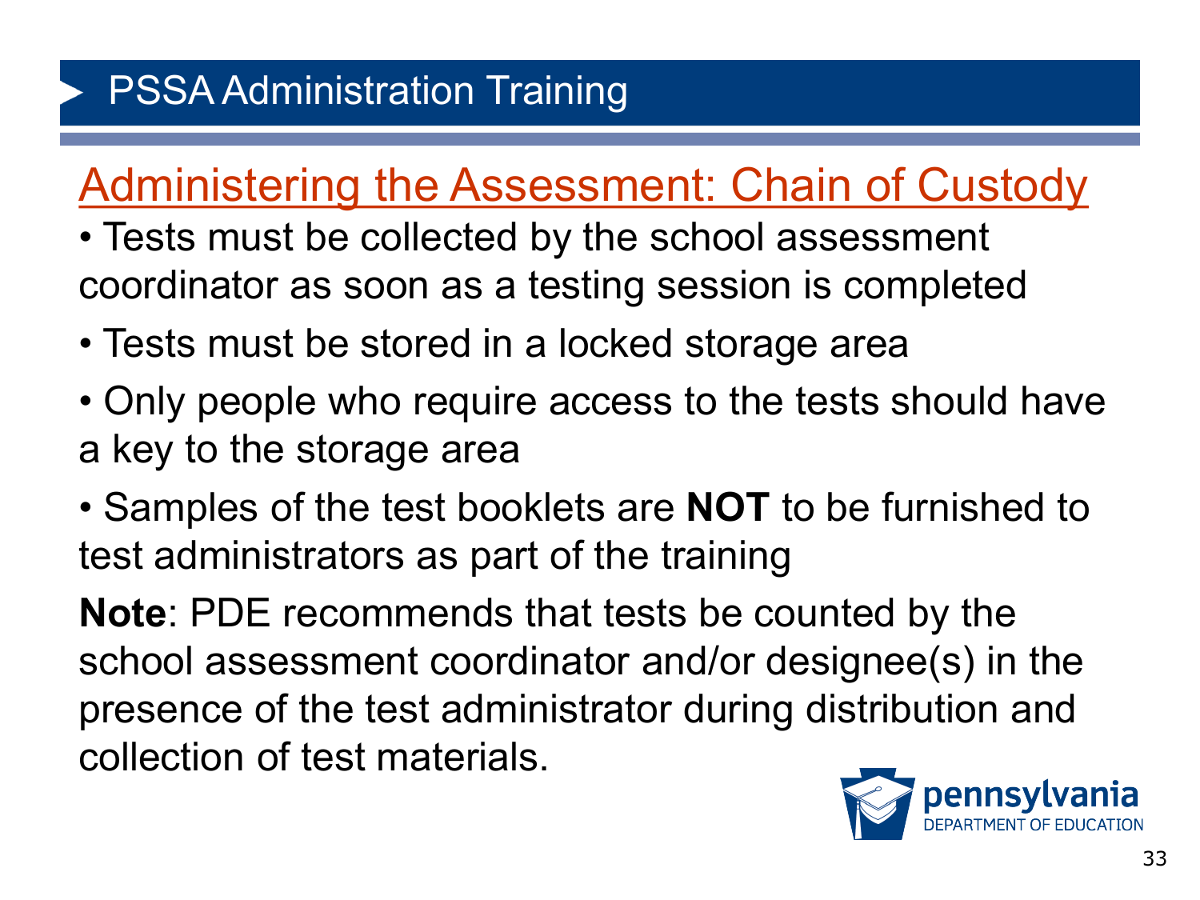# PSSA Administration Training

## Administering the Assessment: Chain of Custody

- Tests must be collected by the school assessment coordinator as soon as a testing session is completed
- Tests must be stored in a locked storage area
- Only people who require access to the tests should have a key to the storage area
- Samples of the test booklets are **NOT** to be furnished to test administrators as part of the training

**Note**: PDE recommends that tests be counted by the school assessment coordinator and/or designee(s) in the presence of the test administrator during distribution and collection of test materials.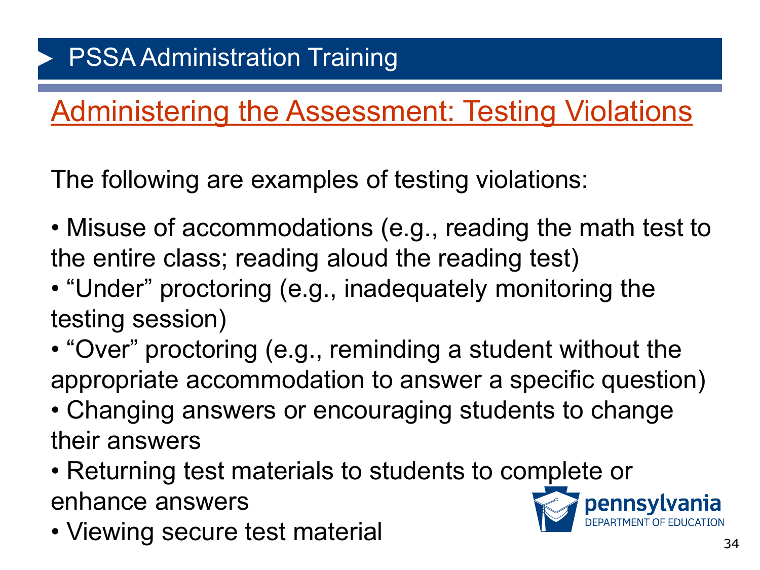# PSSA Administration Training

## Administering the Assessment: Testing Violations

The following are examples of testing violations:

- Misuse of accommodations (e.g., reading the math test to the entire class; reading aloud the reading test)
- "Under" proctoring (e.g., inadequately monitoring the testing session)
- "Over" proctoring (e.g., reminding a student without the appropriate accommodation to answer a specific question)
- Changing answers or encouraging students to change their answers
- Returning test materials to students to complete or enhance answers
- Viewing secure test material

pennsylvania
DEPARTMENT OF EDUCATION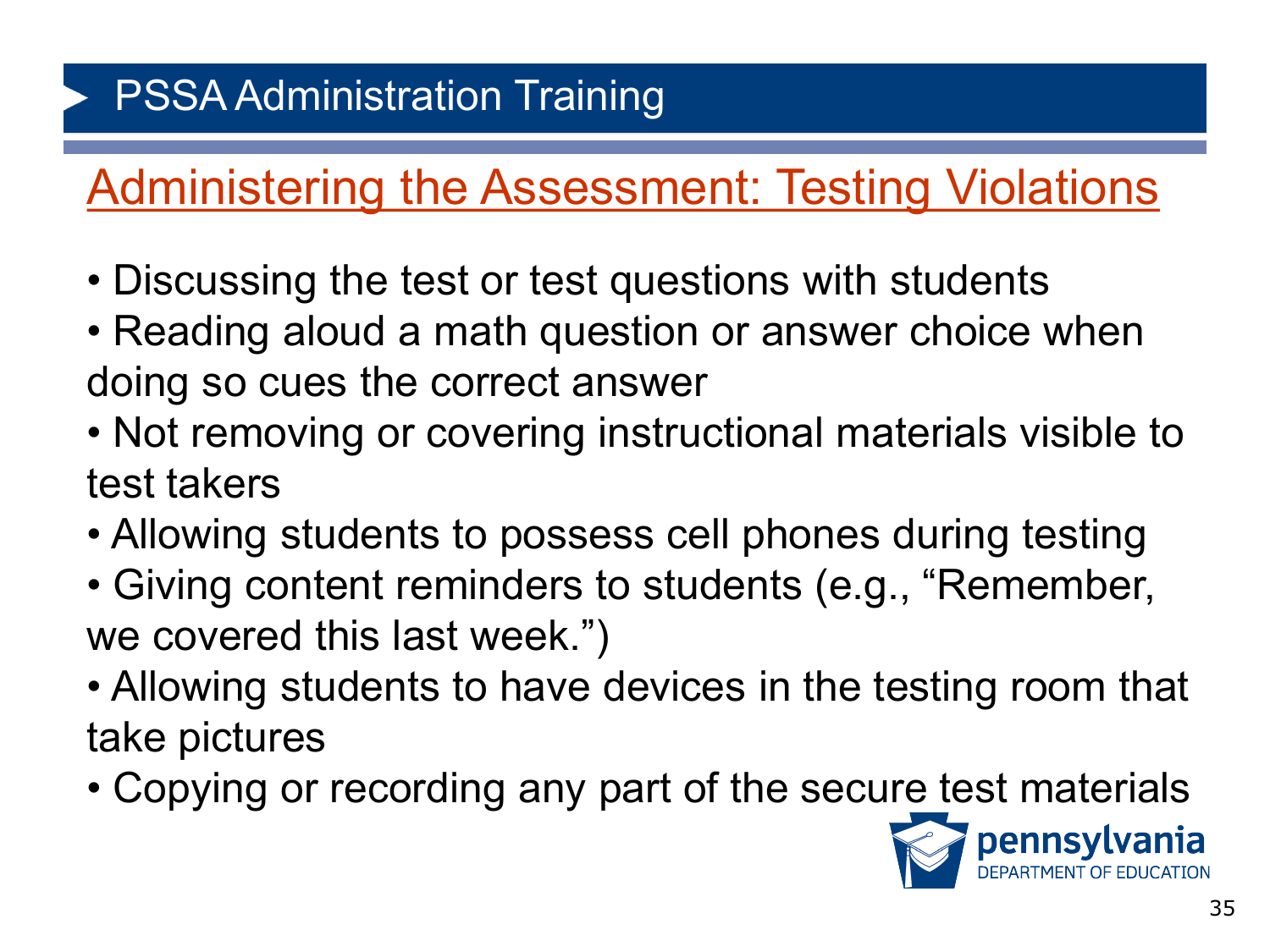# PSSA Administration Training

## Administering the Assessment: Testing Violations

- Discussing the test or test questions with students
- Reading aloud a math question or answer choice when doing so cues the correct answer
- Not removing or covering instructional materials visible to test takers
- Allowing students to possess cell phones during testing
- Giving content reminders to students (e.g., "Remember, we covered this last week.")
- Allowing students to have devices in the testing room that take pictures
- Copying or recording any part of the secure test materials

pennsylvania
DEPARTMENT OF EDUCATION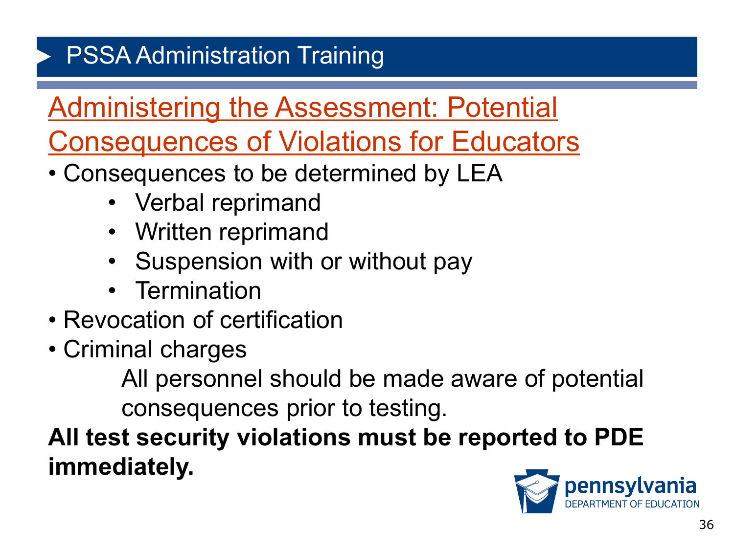# PSSA Administration Training

## Administering the Assessment: Potential Consequences of Violations for Educators

- Consequences to be determined by LEA
  - Verbal reprimand
  - Written reprimand
  - Suspension with or without pay
  - Termination
- Revocation of certification
- Criminal charges

  All personnel should be made aware of potential consequences prior to testing.

**All test security violations must be reported to PDE immediately.**

pennsylvania DEPARTMENT OF EDUCATION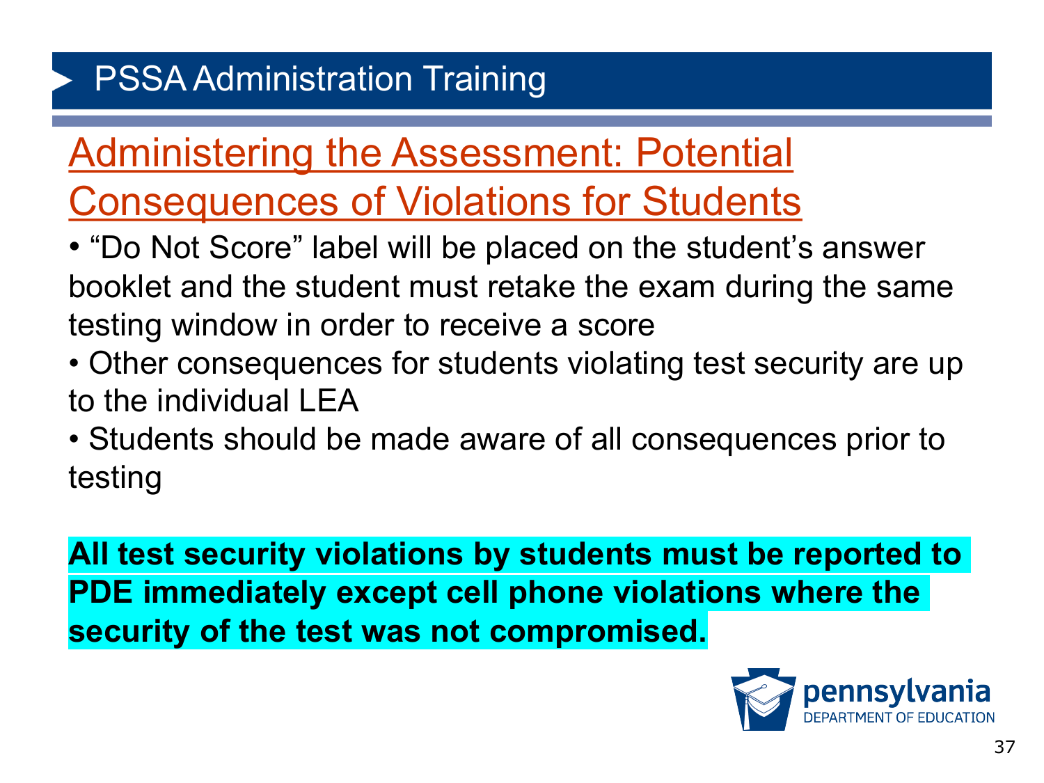# PSSA Administration Training

## Administering the Assessment: Potential Consequences of Violations for Students

- "Do Not Score" label will be placed on the student's answer booklet and the student must retake the exam during the same testing window in order to receive a score
- Other consequences for students violating test security are up to the individual LEA
- Students should be made aware of all consequences prior to testing

**All test security violations by students must be reported to PDE immediately except cell phone violations where the security of the test was not compromised.**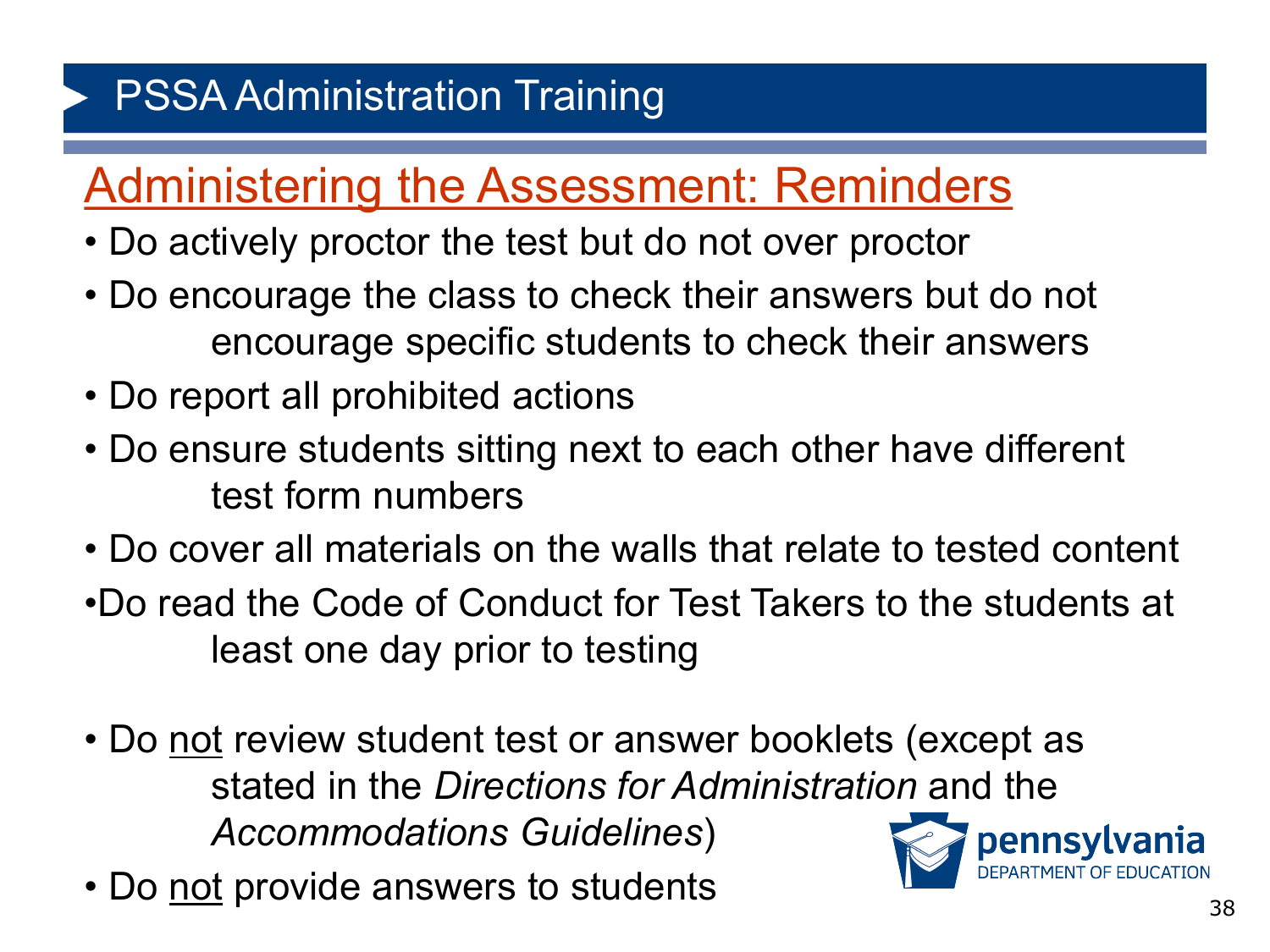# PSSA Administration Training

## Administering the Assessment: Reminders

- Do actively proctor the test but do not over proctor
- Do encourage the class to check their answers but do not encourage specific students to check their answers
- Do report all prohibited actions
- Do ensure students sitting next to each other have different test form numbers
- Do cover all materials on the walls that relate to tested content
- Do read the Code of Conduct for Test Takers to the students at least one day prior to testing

- Do not review student test or answer booklets (except as stated in the *Directions for Administration* and the *Accommodations Guidelines*)
- Do not provide answers to students

pennsylvania
DEPARTMENT OF EDUCATION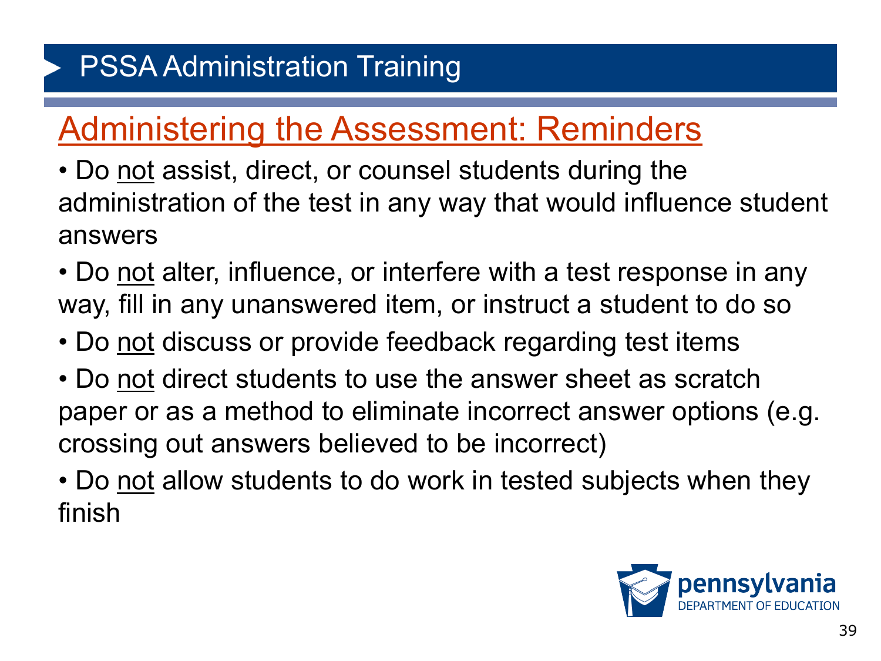# PSSA Administration Training

## Administering the Assessment: Reminders

- Do <u>not</u> assist, direct, or counsel students during the administration of the test in any way that would influence student answers
- Do <u>not</u> alter, influence, or interfere with a test response in any way, fill in any unanswered item, or instruct a student to do so
- Do <u>not</u> discuss or provide feedback regarding test items
- Do <u>not</u> direct students to use the answer sheet as scratch paper or as a method to eliminate incorrect answer options (e.g. crossing out answers believed to be incorrect)
- Do <u>not</u> allow students to do work in tested subjects when they finish

pennsylvania
DEPARTMENT OF EDUCATION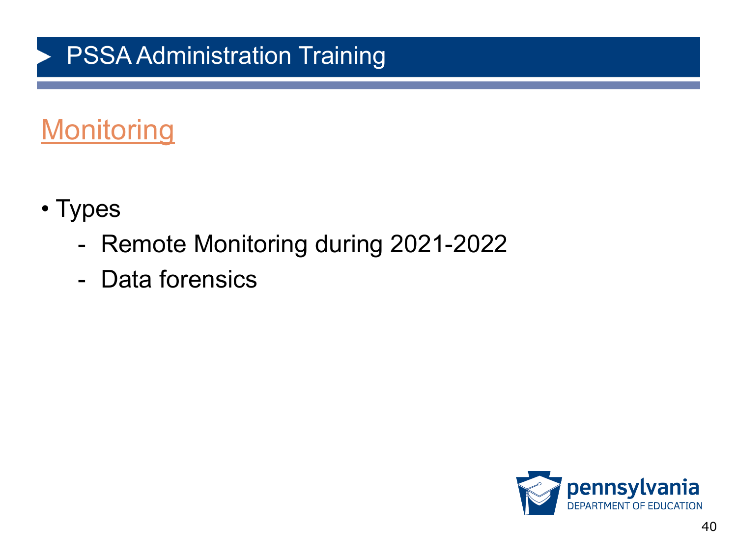# PSSA Administration Training

## Monitoring

- Types
  - Remote Monitoring during 2021-2022
  - Data forensics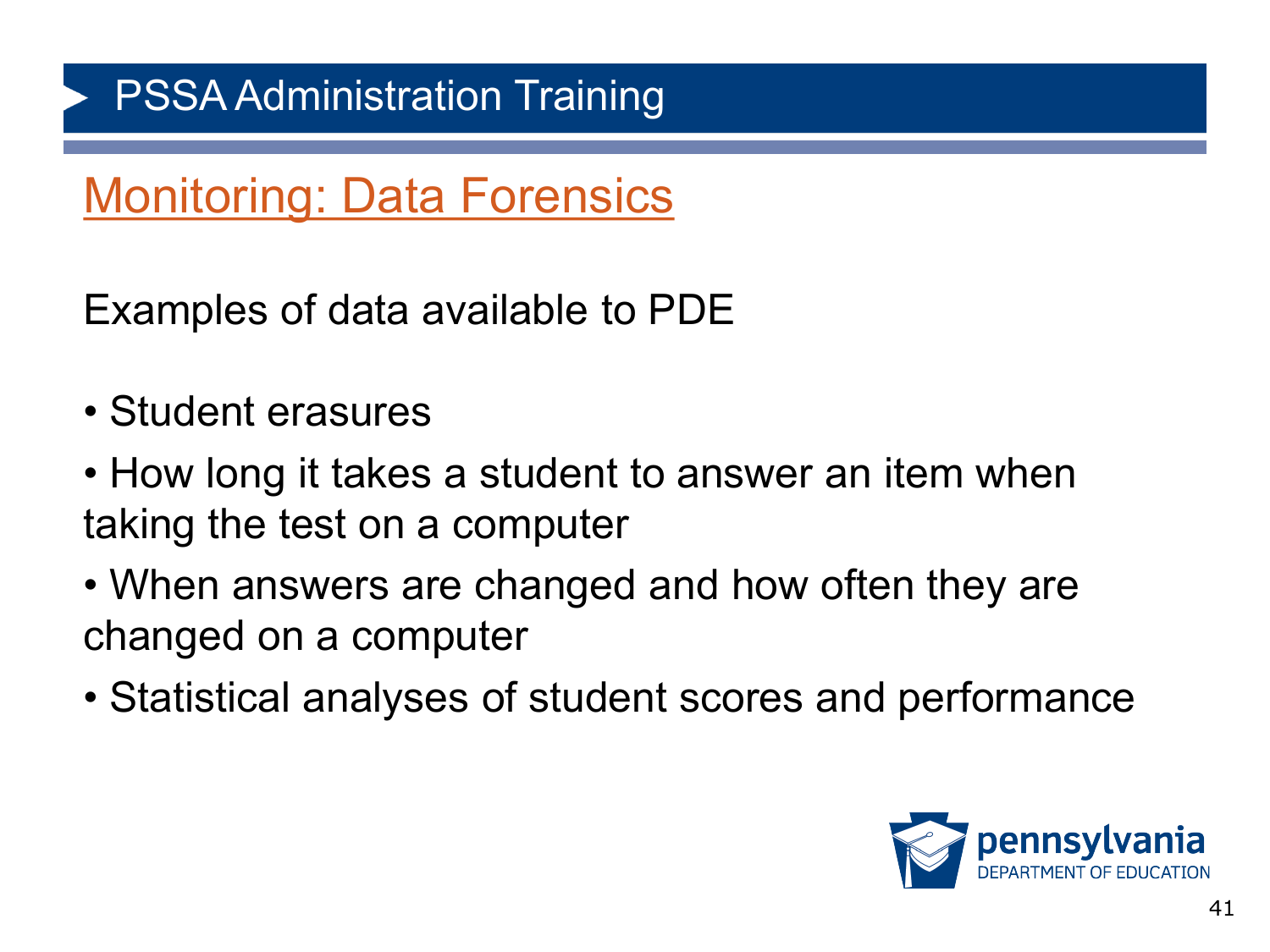# PSSA Administration Training

## Monitoring: Data Forensics

Examples of data available to PDE

- Student erasures
- How long it takes a student to answer an item when taking the test on a computer
- When answers are changed and how often they are changed on a computer
- Statistical analyses of student scores and performance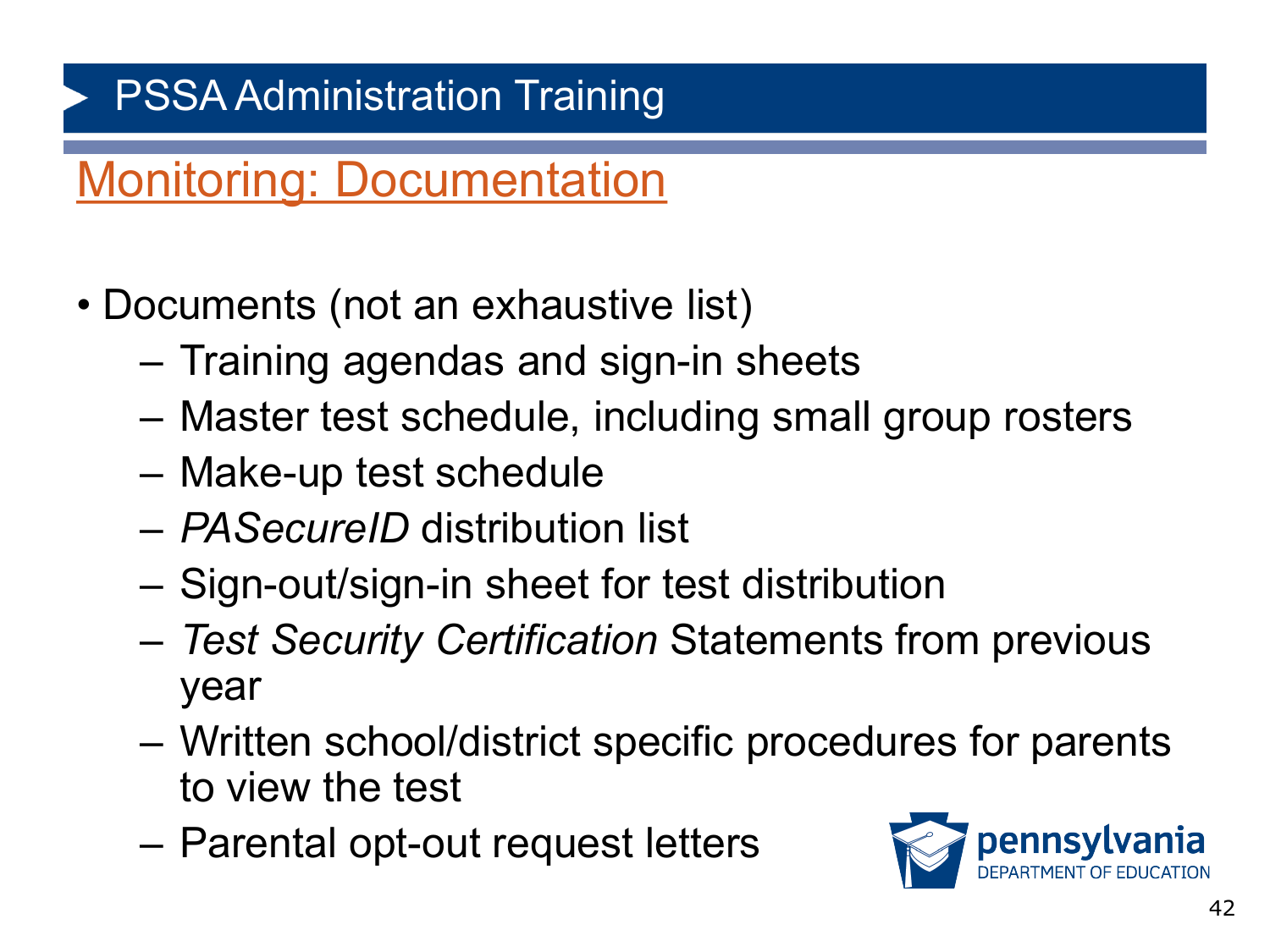# PSSA Administration Training

## Monitoring: Documentation

- Documents (not an exhaustive list)
  - Training agendas and sign-in sheets
  - Master test schedule, including small group rosters
  - Make-up test schedule
  - *PASecureID* distribution list
  - Sign-out/sign-in sheet for test distribution
  - *Test Security Certification* Statements from previous year
  - Written school/district specific procedures for parents to view the test
  - Parental opt-out request letters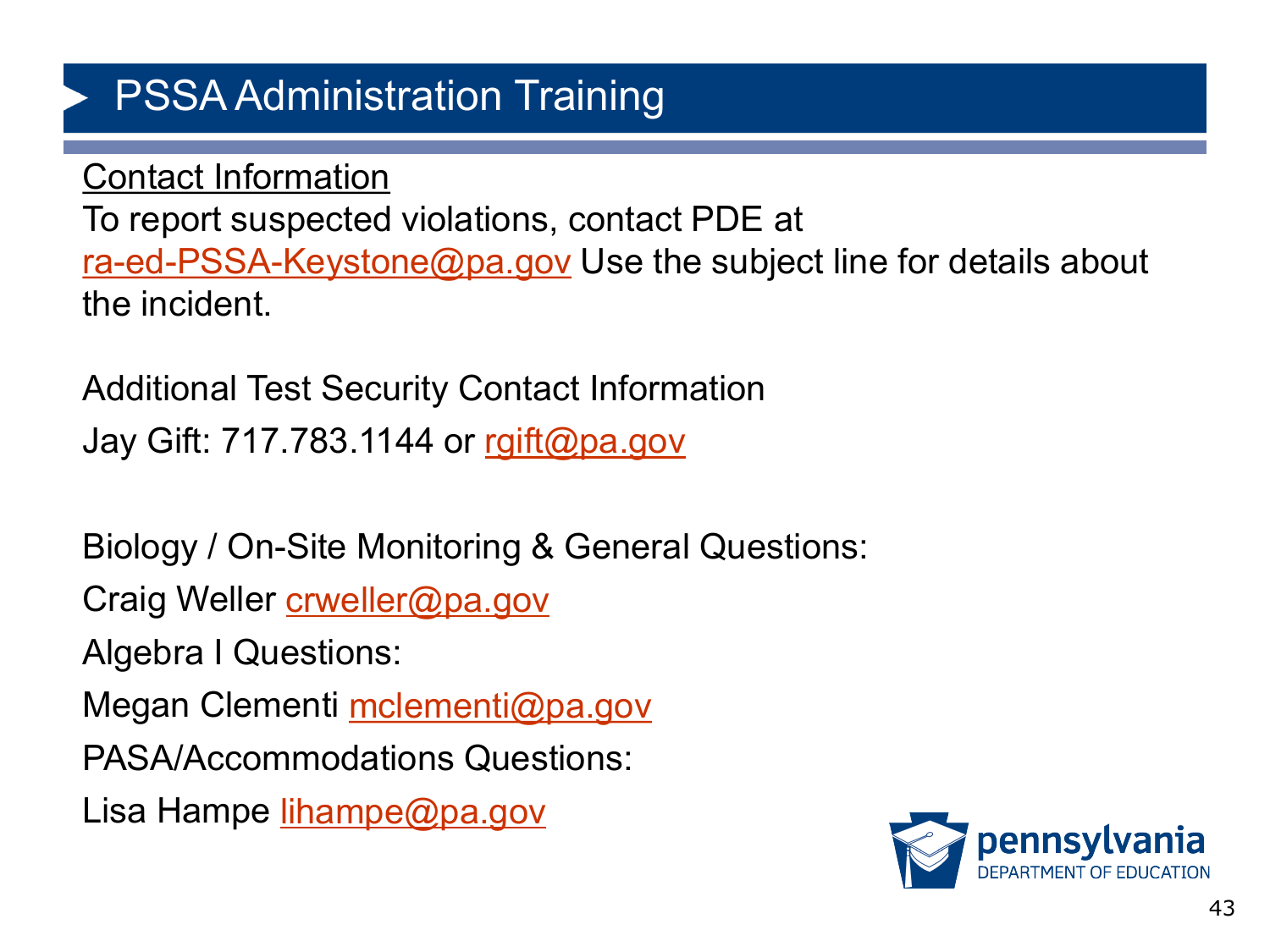# PSSA Administration Training

<u>Contact Information</u>

To report suspected violations, contact PDE at ra-ed-PSSA-Keystone@pa.gov Use the subject line for details about the incident.

Additional Test Security Contact Information

Jay Gift: 717.783.1144 or rgift@pa.gov

Biology / On-Site Monitoring & General Questions:

Craig Weller crweller@pa.gov

Algebra I Questions:

Megan Clementi mclementi@pa.gov

PASA/Accommodations Questions:

Lisa Hampe lihampe@pa.gov

pennsylvania
DEPARTMENT OF EDUCATION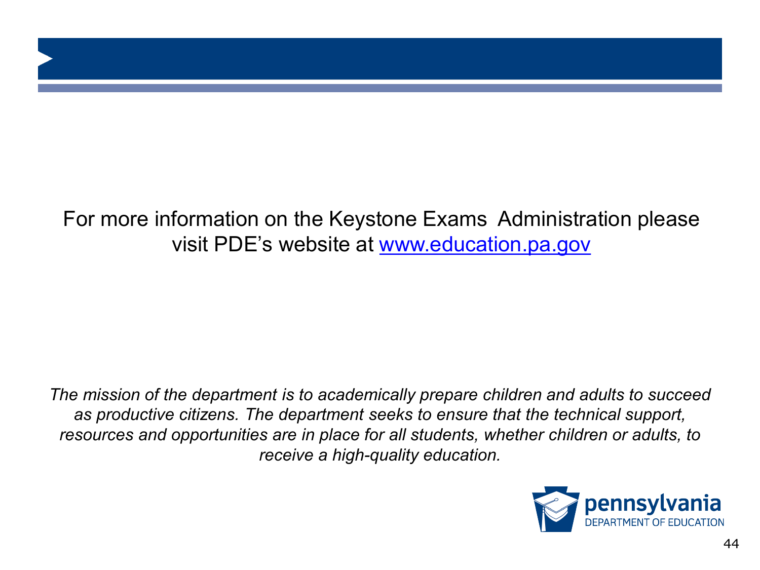For more information on the Keystone Exams Administration please visit PDE's website at [www.education.pa.gov](http://www.education.pa.gov)

*The mission of the department is to academically prepare children and adults to succeed as productive citizens. The department seeks to ensure that the technical support, resources and opportunities are in place for all students, whether children or adults, to receive a high-quality education.*

pennsylvania
DEPARTMENT OF EDUCATION